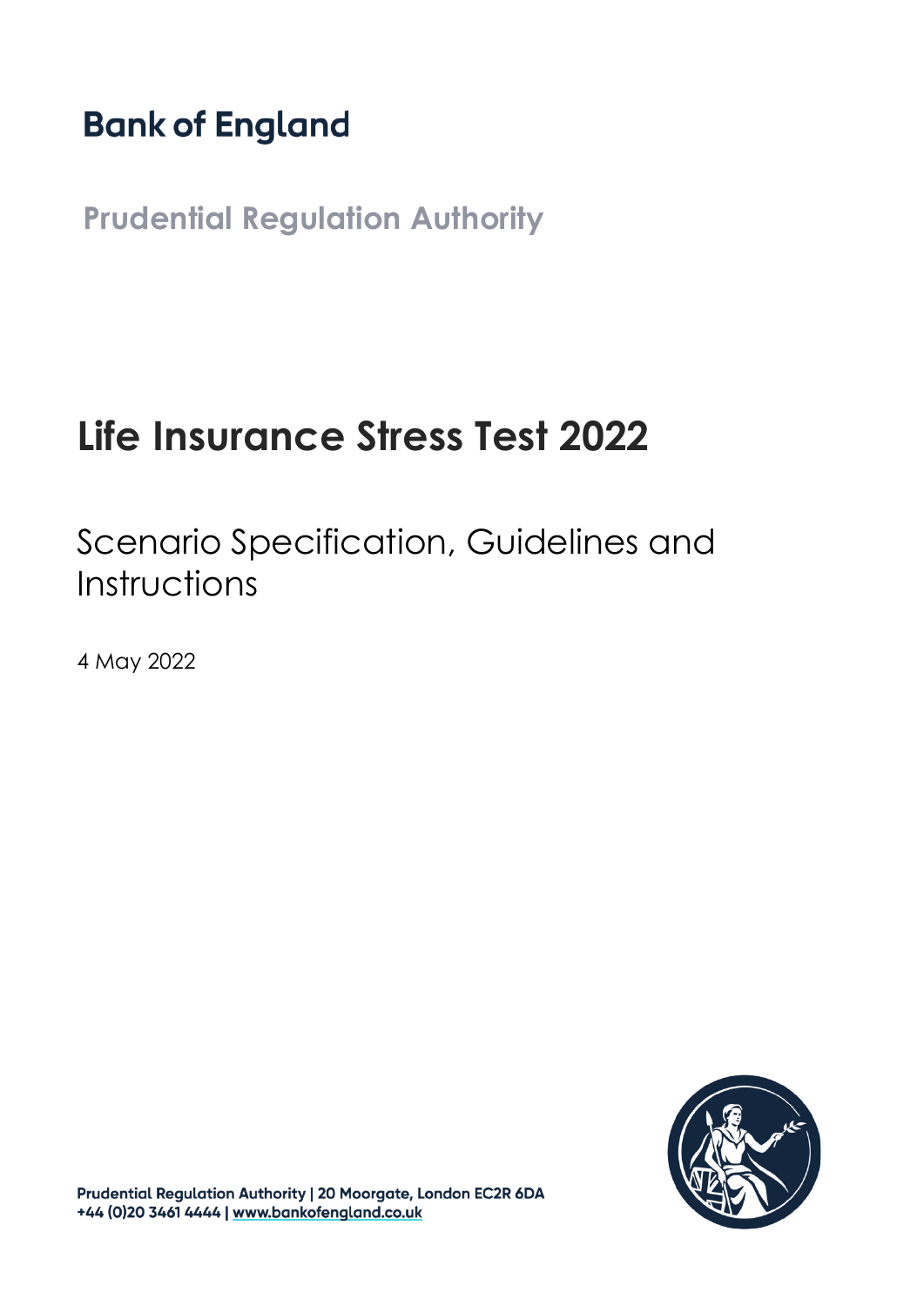# Bank of England

## Prudential Regulation Authority

# Life Insurance Stress Test 2022

## Scenario Specification, Guidelines and Instructions

4 May 2022

Prudential Regulation Authority | 20 Moorgate, London EC2R 6DA
+44 (0)20 3461 4444 | www.bankofengland.co.uk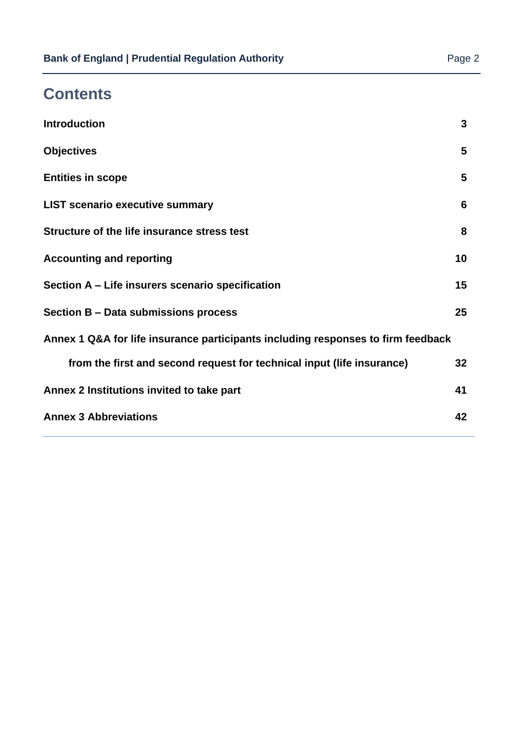## Contents

| | |
|---|---|
| **Introduction** | **3** |
| **Objectives** | **5** |
| **Entities in scope** | **5** |
| **LIST scenario executive summary** | **6** |
| **Structure of the life insurance stress test** | **8** |
| **Accounting and reporting** | **10** |
| **Section A – Life insurers scenario specification** | **15** |
| **Section B – Data submissions process** | **25** |
| **Annex 1 Q&A for life insurance participants including responses to firm feedback from the first and second request for technical input (life insurance)** | **32** |
| **Annex 2 Institutions invited to take part** | **41** |
| **Annex 3 Abbreviations** | **42** |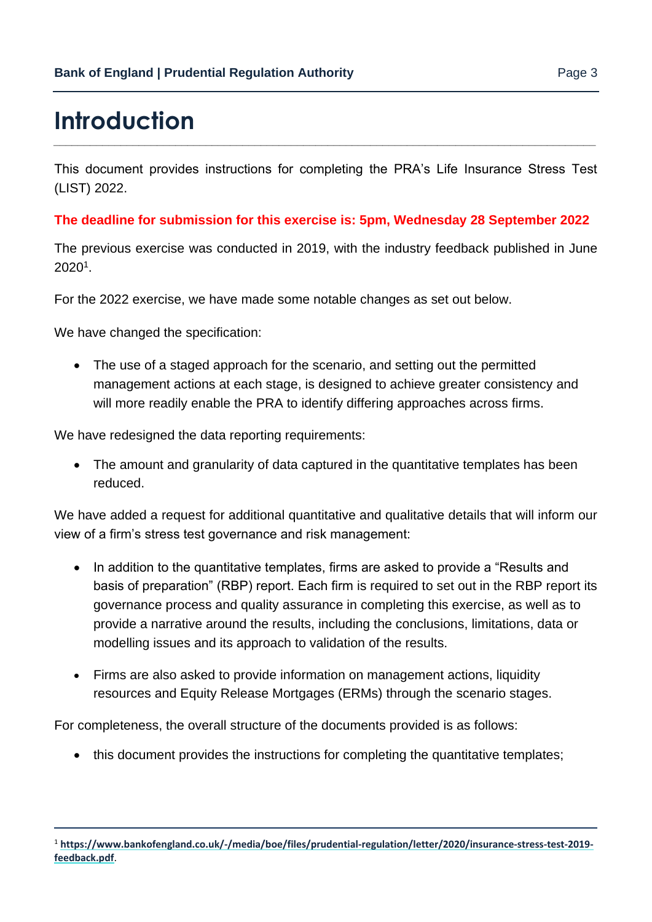# Introduction

This document provides instructions for completing the PRA's Life Insurance Stress Test (LIST) 2022.

**The deadline for submission for this exercise is: 5pm, Wednesday 28 September 2022**

The previous exercise was conducted in 2019, with the industry feedback published in June 2020[1].

For the 2022 exercise, we have made some notable changes as set out below.

We have changed the specification:

- The use of a staged approach for the scenario, and setting out the permitted management actions at each stage, is designed to achieve greater consistency and will more readily enable the PRA to identify differing approaches across firms.

We have redesigned the data reporting requirements:

- The amount and granularity of data captured in the quantitative templates has been reduced.

We have added a request for additional quantitative and qualitative details that will inform our view of a firm's stress test governance and risk management:

- In addition to the quantitative templates, firms are asked to provide a "Results and basis of preparation" (RBP) report. Each firm is required to set out in the RBP report its governance process and quality assurance in completing this exercise, as well as to provide a narrative around the results, including the conclusions, limitations, data or modelling issues and its approach to validation of the results.
- Firms are also asked to provide information on management actions, liquidity resources and Equity Release Mortgages (ERMs) through the scenario stages.

For completeness, the overall structure of the documents provided is as follows:

- this document provides the instructions for completing the quantitative templates;

---

[1] **https://www.bankofengland.co.uk/-/media/boe/files/prudential-regulation/letter/2020/insurance-stress-test-2019-feedback.pdf**.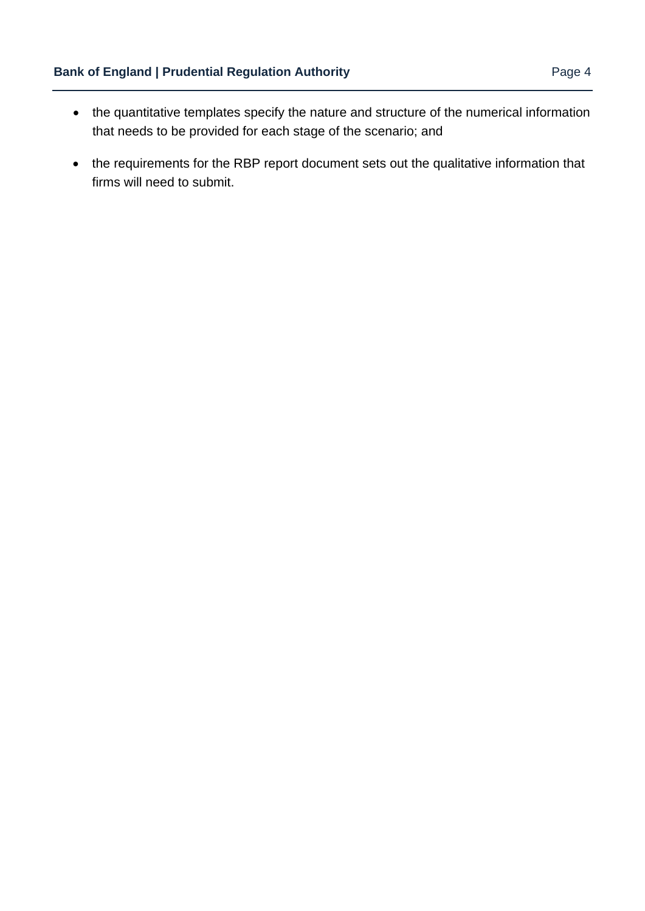- the quantitative templates specify the nature and structure of the numerical information that needs to be provided for each stage of the scenario; and
- the requirements for the RBP report document sets out the qualitative information that firms will need to submit.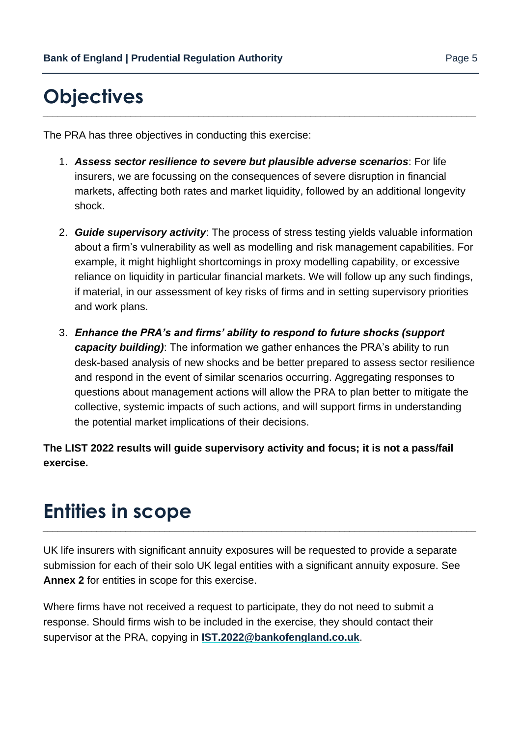# Objectives

The PRA has three objectives in conducting this exercise:

1. ***Assess sector resilience to severe but plausible adverse scenarios***: For life insurers, we are focussing on the consequences of severe disruption in financial markets, affecting both rates and market liquidity, followed by an additional longevity shock.

2. ***Guide supervisory activity***: The process of stress testing yields valuable information about a firm's vulnerability as well as modelling and risk management capabilities. For example, it might highlight shortcomings in proxy modelling capability, or excessive reliance on liquidity in particular financial markets. We will follow up any such findings, if material, in our assessment of key risks of firms and in setting supervisory priorities and work plans.

3. ***Enhance the PRA's and firms' ability to respond to future shocks (support capacity building)***: The information we gather enhances the PRA's ability to run desk-based analysis of new shocks and be better prepared to assess sector resilience and respond in the event of similar scenarios occurring. Aggregating responses to questions about management actions will allow the PRA to plan better to mitigate the collective, systemic impacts of such actions, and will support firms in understanding the potential market implications of their decisions.

**The LIST 2022 results will guide supervisory activity and focus; it is not a pass/fail exercise.**

# Entities in scope

UK life insurers with significant annuity exposures will be requested to provide a separate submission for each of their solo UK legal entities with a significant annuity exposure. See **Annex 2** for entities in scope for this exercise.

Where firms have not received a request to participate, they do not need to submit a response. Should firms wish to be included in the exercise, they should contact their supervisor at the PRA, copying in **IST.2022@bankofengland.co.uk**.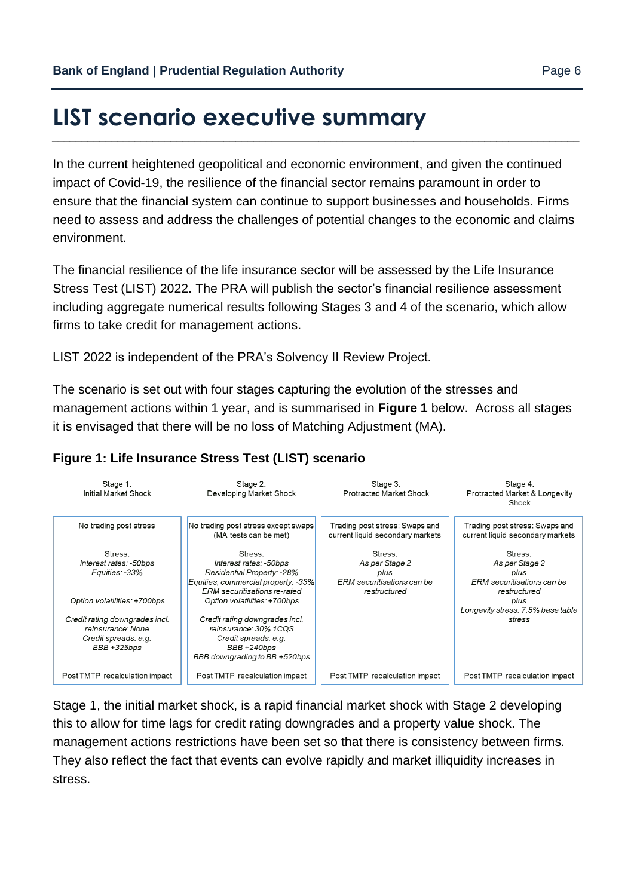# LIST scenario executive summary

In the current heightened geopolitical and economic environment, and given the continued impact of Covid-19, the resilience of the financial sector remains paramount in order to ensure that the financial system can continue to support businesses and households. Firms need to assess and address the challenges of potential changes to the economic and claims environment.

The financial resilience of the life insurance sector will be assessed by the Life Insurance Stress Test (LIST) 2022. The PRA will publish the sector's financial resilience assessment including aggregate numerical results following Stages 3 and 4 of the scenario, which allow firms to take credit for management actions.

LIST 2022 is independent of the PRA's Solvency II Review Project.

The scenario is set out with four stages capturing the evolution of the stresses and management actions within 1 year, and is summarised in **Figure 1** below. Across all stages it is envisaged that there will be no loss of Matching Adjustment (MA).

**Figure 1: Life Insurance Stress Test (LIST) scenario**

| Stage 1: Initial Market Shock | Stage 2: Developing Market Shock | Stage 3: Protracted Market Shock | Stage 4: Protracted Market & Longevity Shock |
|---|---|---|---|
| No trading post stress | No trading post stress except swaps (MA tests can be met) | Trading post stress: Swaps and current liquid secondary markets | Trading post stress: Swaps and current liquid secondary markets |
| Stress:<br>*Interest rates: -50bps*<br>*Equities: -33%*<br><br>*Option volatilities: +700bps*<br><br>*Credit rating downgrades incl. reinsurance: None*<br>*Credit spreads: e.g. BBB +325bps* | Stress:<br>*Interest rates: -50bps*<br>*Residential Property: -28%*<br>*Equities, commercial property: -33%*<br>*ERM securitisations re-rated*<br>*Option volatilities: +700bps*<br><br>*Credit rating downgrades incl. reinsurance: 30% 1CQS*<br>*Credit spreads: e.g. BBB +240bps*<br>*BBB downgrading to BB +520bps* | Stress:<br>*As per Stage 2*<br>*plus*<br>*ERM securitisations can be restructured* | Stress:<br>*As per Stage 2*<br>*plus*<br>*ERM securitisations can be restructured*<br>*plus*<br>*Longevity stress: 7.5% base table stress* |
| Post TMTP recalculation impact | Post TMTP recalculation impact | Post TMTP recalculation impact | Post TMTP recalculation impact |

Stage 1, the initial market shock, is a rapid financial market shock with Stage 2 developing this to allow for time lags for credit rating downgrades and a property value shock. The management actions restrictions have been set so that there is consistency between firms. They also reflect the fact that events can evolve rapidly and market illiquidity increases in stress.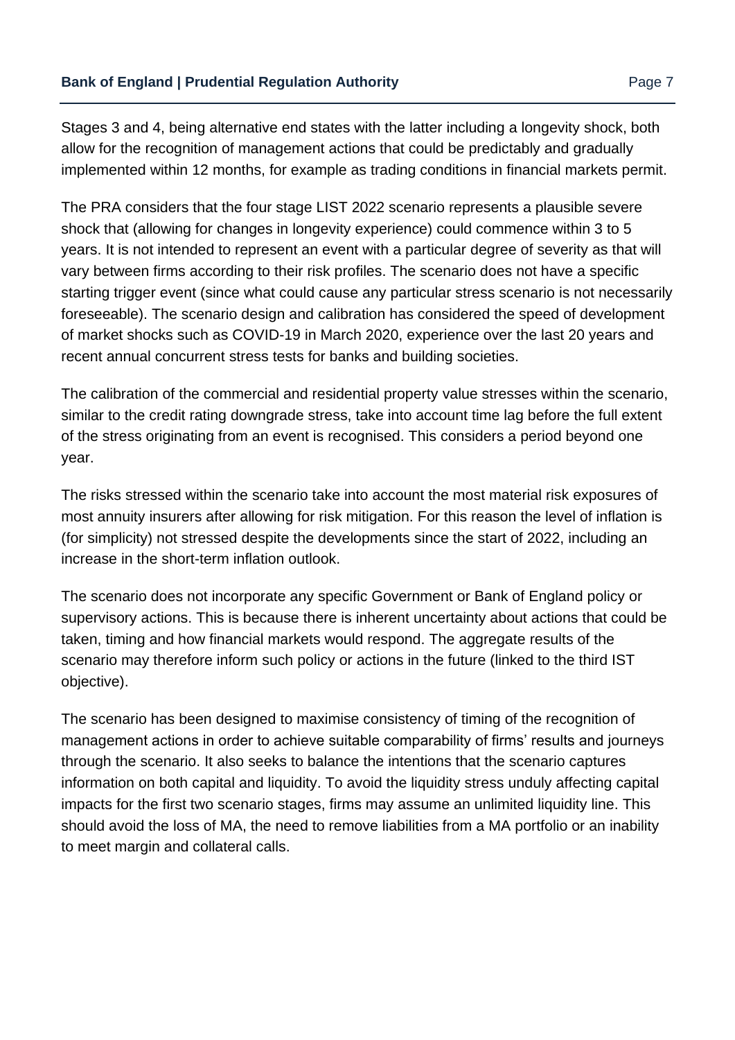Stages 3 and 4, being alternative end states with the latter including a longevity shock, both allow for the recognition of management actions that could be predictably and gradually implemented within 12 months, for example as trading conditions in financial markets permit.

The PRA considers that the four stage LIST 2022 scenario represents a plausible severe shock that (allowing for changes in longevity experience) could commence within 3 to 5 years. It is not intended to represent an event with a particular degree of severity as that will vary between firms according to their risk profiles. The scenario does not have a specific starting trigger event (since what could cause any particular stress scenario is not necessarily foreseeable). The scenario design and calibration has considered the speed of development of market shocks such as COVID-19 in March 2020, experience over the last 20 years and recent annual concurrent stress tests for banks and building societies.

The calibration of the commercial and residential property value stresses within the scenario, similar to the credit rating downgrade stress, take into account time lag before the full extent of the stress originating from an event is recognised. This considers a period beyond one year.

The risks stressed within the scenario take into account the most material risk exposures of most annuity insurers after allowing for risk mitigation. For this reason the level of inflation is (for simplicity) not stressed despite the developments since the start of 2022, including an increase in the short-term inflation outlook.

The scenario does not incorporate any specific Government or Bank of England policy or supervisory actions. This is because there is inherent uncertainty about actions that could be taken, timing and how financial markets would respond. The aggregate results of the scenario may therefore inform such policy or actions in the future (linked to the third IST objective).

The scenario has been designed to maximise consistency of timing of the recognition of management actions in order to achieve suitable comparability of firms' results and journeys through the scenario. It also seeks to balance the intentions that the scenario captures information on both capital and liquidity. To avoid the liquidity stress unduly affecting capital impacts for the first two scenario stages, firms may assume an unlimited liquidity line. This should avoid the loss of MA, the need to remove liabilities from a MA portfolio or an inability to meet margin and collateral calls.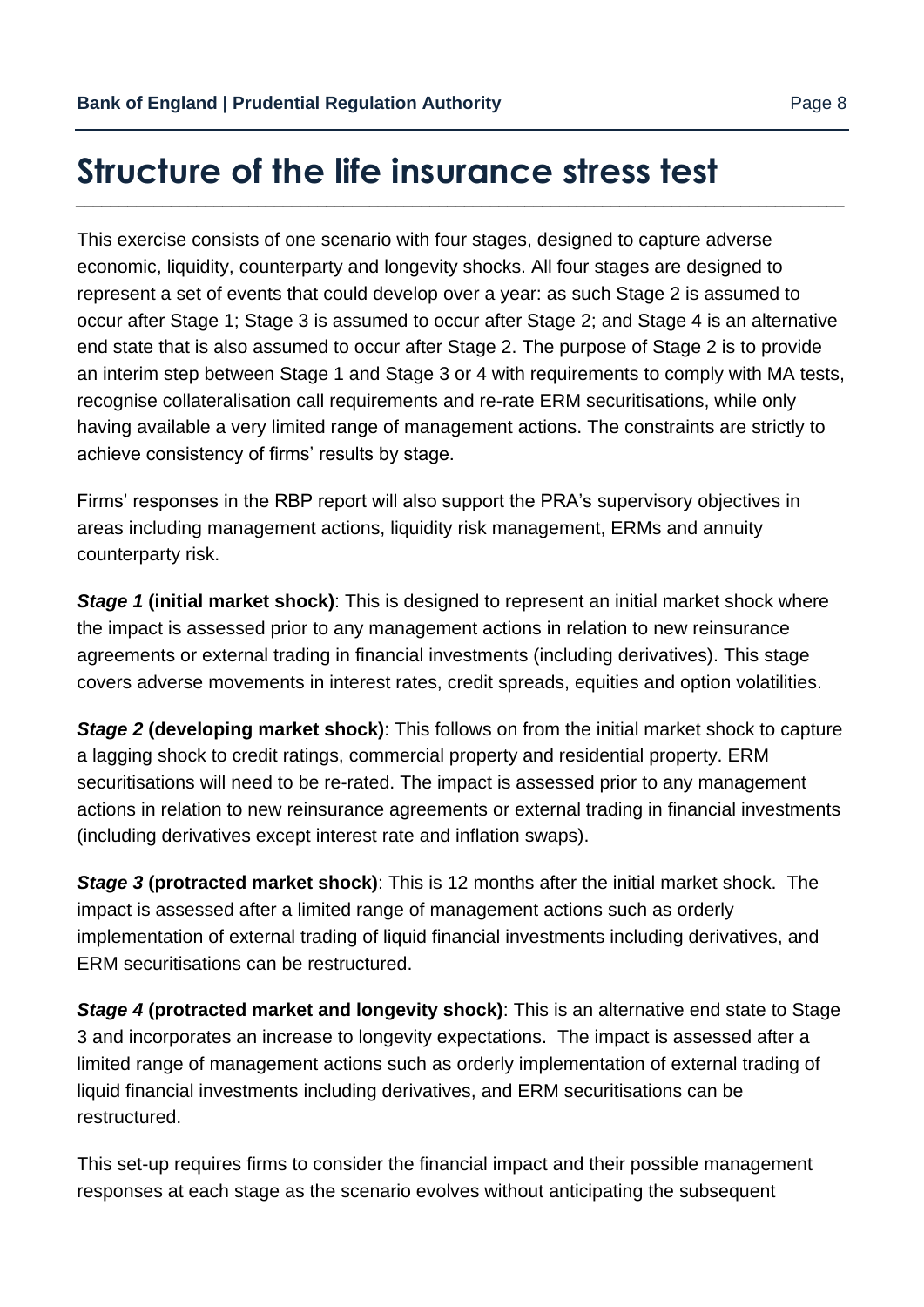# Structure of the life insurance stress test

This exercise consists of one scenario with four stages, designed to capture adverse economic, liquidity, counterparty and longevity shocks. All four stages are designed to represent a set of events that could develop over a year: as such Stage 2 is assumed to occur after Stage 1; Stage 3 is assumed to occur after Stage 2; and Stage 4 is an alternative end state that is also assumed to occur after Stage 2. The purpose of Stage 2 is to provide an interim step between Stage 1 and Stage 3 or 4 with requirements to comply with MA tests, recognise collateralisation call requirements and re-rate ERM securitisations, while only having available a very limited range of management actions. The constraints are strictly to achieve consistency of firms' results by stage.

Firms' responses in the RBP report will also support the PRA's supervisory objectives in areas including management actions, liquidity risk management, ERMs and annuity counterparty risk.

***Stage 1* (initial market shock)**: This is designed to represent an initial market shock where the impact is assessed prior to any management actions in relation to new reinsurance agreements or external trading in financial investments (including derivatives). This stage covers adverse movements in interest rates, credit spreads, equities and option volatilities.

***Stage 2* (developing market shock)**: This follows on from the initial market shock to capture a lagging shock to credit ratings, commercial property and residential property. ERM securitisations will need to be re-rated. The impact is assessed prior to any management actions in relation to new reinsurance agreements or external trading in financial investments (including derivatives except interest rate and inflation swaps).

***Stage 3* (protracted market shock)**: This is 12 months after the initial market shock. The impact is assessed after a limited range of management actions such as orderly implementation of external trading of liquid financial investments including derivatives, and ERM securitisations can be restructured.

***Stage 4* (protracted market and longevity shock)**: This is an alternative end state to Stage 3 and incorporates an increase to longevity expectations. The impact is assessed after a limited range of management actions such as orderly implementation of external trading of liquid financial investments including derivatives, and ERM securitisations can be restructured.

This set-up requires firms to consider the financial impact and their possible management responses at each stage as the scenario evolves without anticipating the subsequent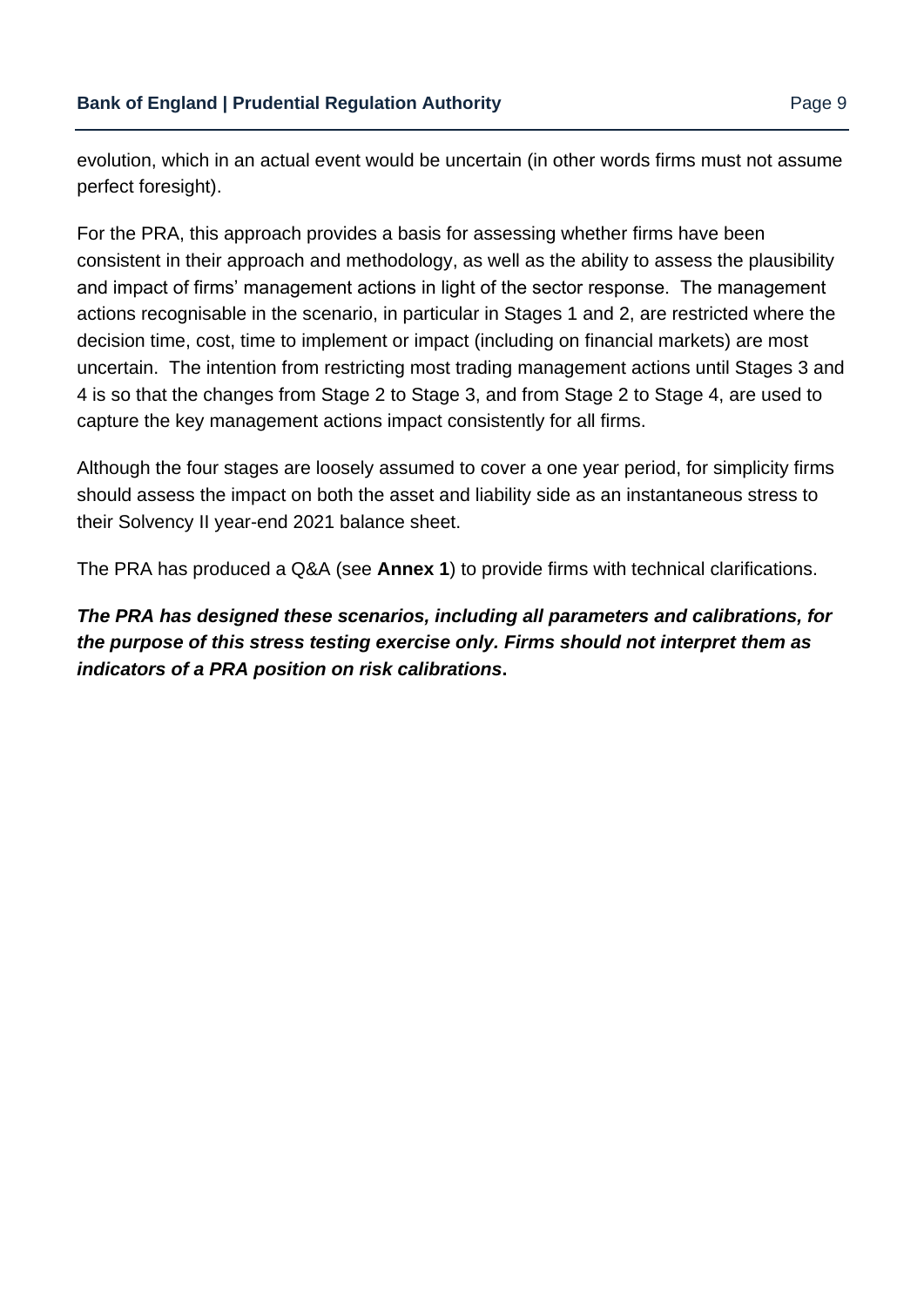evolution, which in an actual event would be uncertain (in other words firms must not assume perfect foresight).

For the PRA, this approach provides a basis for assessing whether firms have been consistent in their approach and methodology, as well as the ability to assess the plausibility and impact of firms' management actions in light of the sector response. The management actions recognisable in the scenario, in particular in Stages 1 and 2, are restricted where the decision time, cost, time to implement or impact (including on financial markets) are most uncertain. The intention from restricting most trading management actions until Stages 3 and 4 is so that the changes from Stage 2 to Stage 3, and from Stage 2 to Stage 4, are used to capture the key management actions impact consistently for all firms.

Although the four stages are loosely assumed to cover a one year period, for simplicity firms should assess the impact on both the asset and liability side as an instantaneous stress to their Solvency II year-end 2021 balance sheet.

The PRA has produced a Q&A (see **Annex 1**) to provide firms with technical clarifications.

***The PRA has designed these scenarios, including all parameters and calibrations, for the purpose of this stress testing exercise only. Firms should not interpret them as indicators of a PRA position on risk calibrations*.**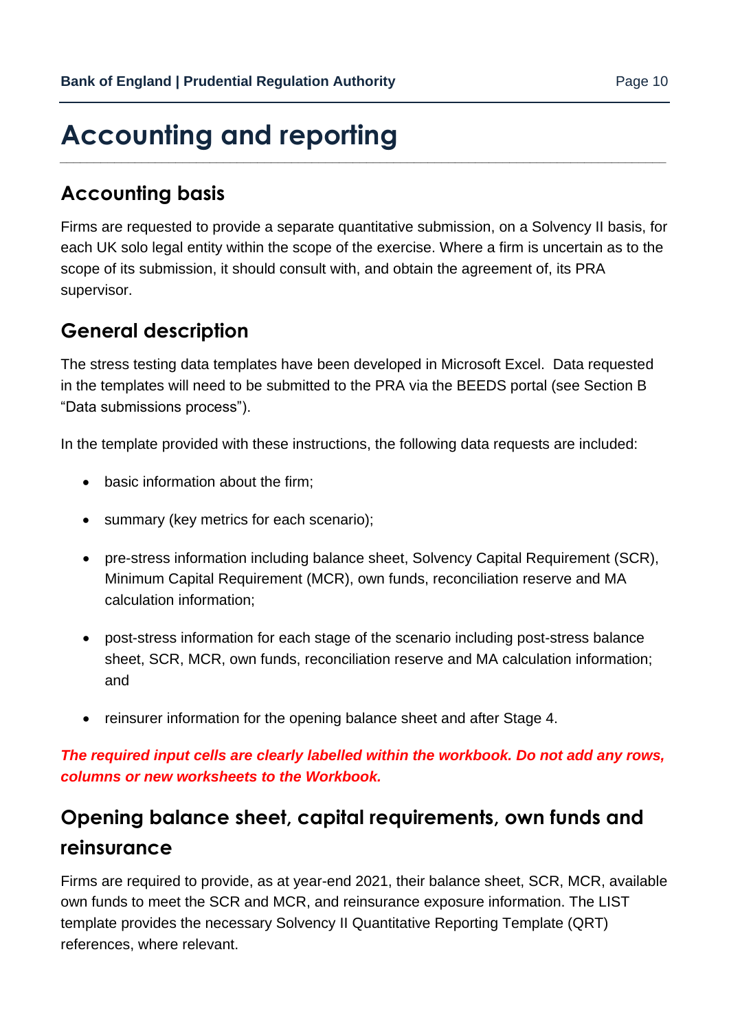# Accounting and reporting

## Accounting basis

Firms are requested to provide a separate quantitative submission, on a Solvency II basis, for each UK solo legal entity within the scope of the exercise. Where a firm is uncertain as to the scope of its submission, it should consult with, and obtain the agreement of, its PRA supervisor.

## General description

The stress testing data templates have been developed in Microsoft Excel. Data requested in the templates will need to be submitted to the PRA via the BEEDS portal (see Section B "Data submissions process").

In the template provided with these instructions, the following data requests are included:

- basic information about the firm;
- summary (key metrics for each scenario);
- pre-stress information including balance sheet, Solvency Capital Requirement (SCR), Minimum Capital Requirement (MCR), own funds, reconciliation reserve and MA calculation information;
- post-stress information for each stage of the scenario including post-stress balance sheet, SCR, MCR, own funds, reconciliation reserve and MA calculation information; and
- reinsurer information for the opening balance sheet and after Stage 4.

***The required input cells are clearly labelled within the workbook. Do not add any rows, columns or new worksheets to the Workbook.***

## Opening balance sheet, capital requirements, own funds and reinsurance

Firms are required to provide, as at year-end 2021, their balance sheet, SCR, MCR, available own funds to meet the SCR and MCR, and reinsurance exposure information. The LIST template provides the necessary Solvency II Quantitative Reporting Template (QRT) references, where relevant.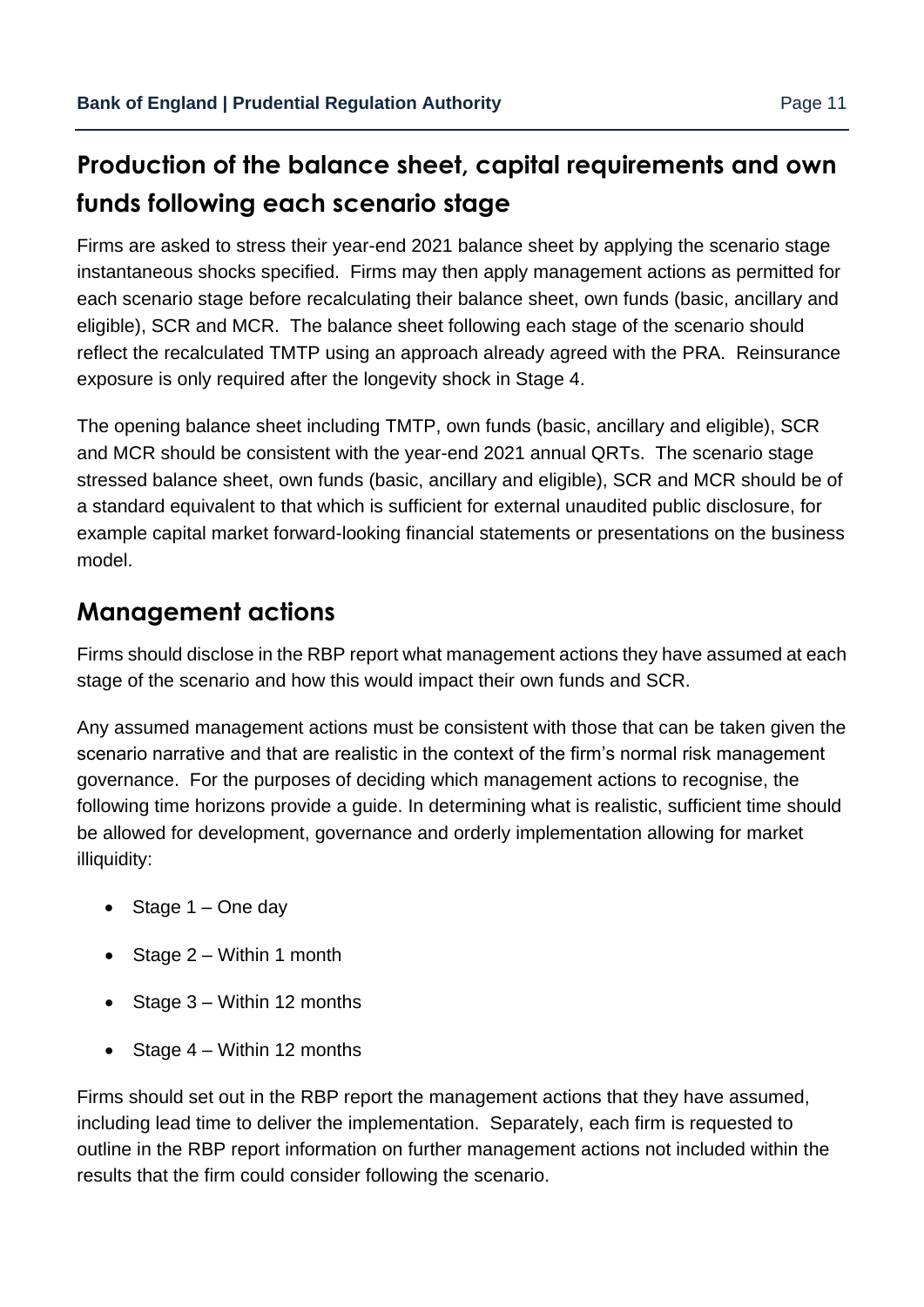## Production of the balance sheet, capital requirements and own funds following each scenario stage

Firms are asked to stress their year-end 2021 balance sheet by applying the scenario stage instantaneous shocks specified. Firms may then apply management actions as permitted for each scenario stage before recalculating their balance sheet, own funds (basic, ancillary and eligible), SCR and MCR. The balance sheet following each stage of the scenario should reflect the recalculated TMTP using an approach already agreed with the PRA. Reinsurance exposure is only required after the longevity shock in Stage 4.

The opening balance sheet including TMTP, own funds (basic, ancillary and eligible), SCR and MCR should be consistent with the year-end 2021 annual QRTs. The scenario stage stressed balance sheet, own funds (basic, ancillary and eligible), SCR and MCR should be of a standard equivalent to that which is sufficient for external unaudited public disclosure, for example capital market forward-looking financial statements or presentations on the business model.

## Management actions

Firms should disclose in the RBP report what management actions they have assumed at each stage of the scenario and how this would impact their own funds and SCR.

Any assumed management actions must be consistent with those that can be taken given the scenario narrative and that are realistic in the context of the firm's normal risk management governance. For the purposes of deciding which management actions to recognise, the following time horizons provide a guide. In determining what is realistic, sufficient time should be allowed for development, governance and orderly implementation allowing for market illiquidity:

- Stage 1 – One day
- Stage 2 – Within 1 month
- Stage 3 – Within 12 months
- Stage 4 – Within 12 months

Firms should set out in the RBP report the management actions that they have assumed, including lead time to deliver the implementation. Separately, each firm is requested to outline in the RBP report information on further management actions not included within the results that the firm could consider following the scenario.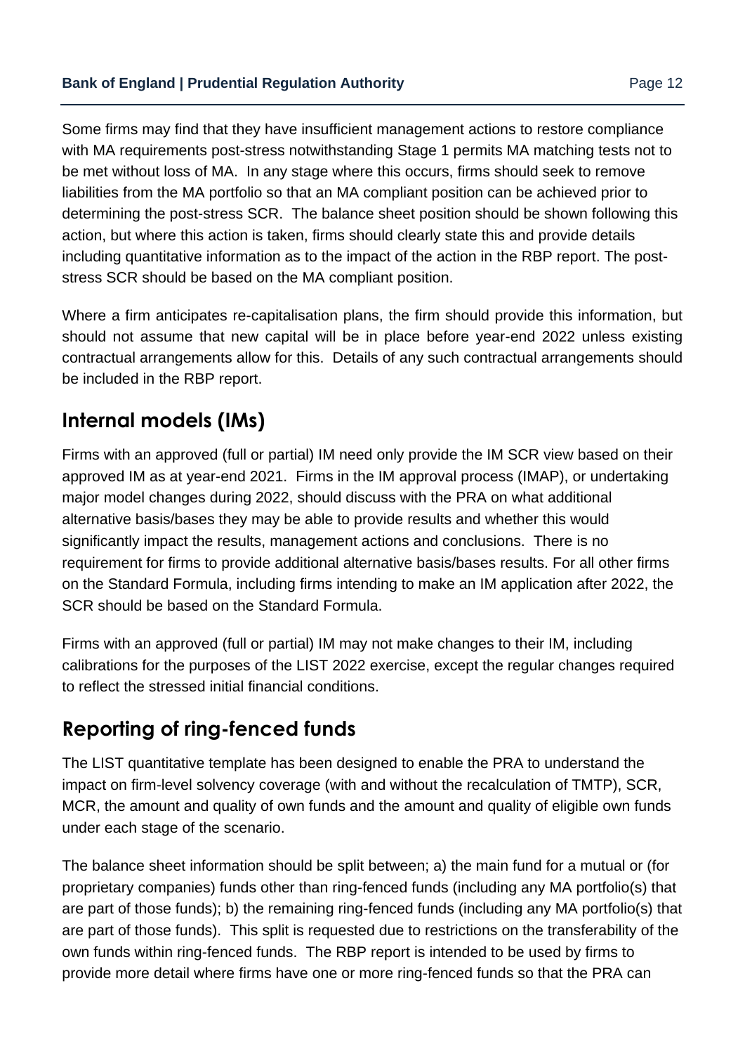Some firms may find that they have insufficient management actions to restore compliance with MA requirements post-stress notwithstanding Stage 1 permits MA matching tests not to be met without loss of MA. In any stage where this occurs, firms should seek to remove liabilities from the MA portfolio so that an MA compliant position can be achieved prior to determining the post-stress SCR. The balance sheet position should be shown following this action, but where this action is taken, firms should clearly state this and provide details including quantitative information as to the impact of the action in the RBP report. The post-stress SCR should be based on the MA compliant position.

Where a firm anticipates re-capitalisation plans, the firm should provide this information, but should not assume that new capital will be in place before year-end 2022 unless existing contractual arrangements allow for this. Details of any such contractual arrangements should be included in the RBP report.

## Internal models (IMs)

Firms with an approved (full or partial) IM need only provide the IM SCR view based on their approved IM as at year-end 2021. Firms in the IM approval process (IMAP), or undertaking major model changes during 2022, should discuss with the PRA on what additional alternative basis/bases they may be able to provide results and whether this would significantly impact the results, management actions and conclusions. There is no requirement for firms to provide additional alternative basis/bases results. For all other firms on the Standard Formula, including firms intending to make an IM application after 2022, the SCR should be based on the Standard Formula.

Firms with an approved (full or partial) IM may not make changes to their IM, including calibrations for the purposes of the LIST 2022 exercise, except the regular changes required to reflect the stressed initial financial conditions.

## Reporting of ring-fenced funds

The LIST quantitative template has been designed to enable the PRA to understand the impact on firm-level solvency coverage (with and without the recalculation of TMTP), SCR, MCR, the amount and quality of own funds and the amount and quality of eligible own funds under each stage of the scenario.

The balance sheet information should be split between; a) the main fund for a mutual or (for proprietary companies) funds other than ring-fenced funds (including any MA portfolio(s) that are part of those funds); b) the remaining ring-fenced funds (including any MA portfolio(s) that are part of those funds). This split is requested due to restrictions on the transferability of the own funds within ring-fenced funds. The RBP report is intended to be used by firms to provide more detail where firms have one or more ring-fenced funds so that the PRA can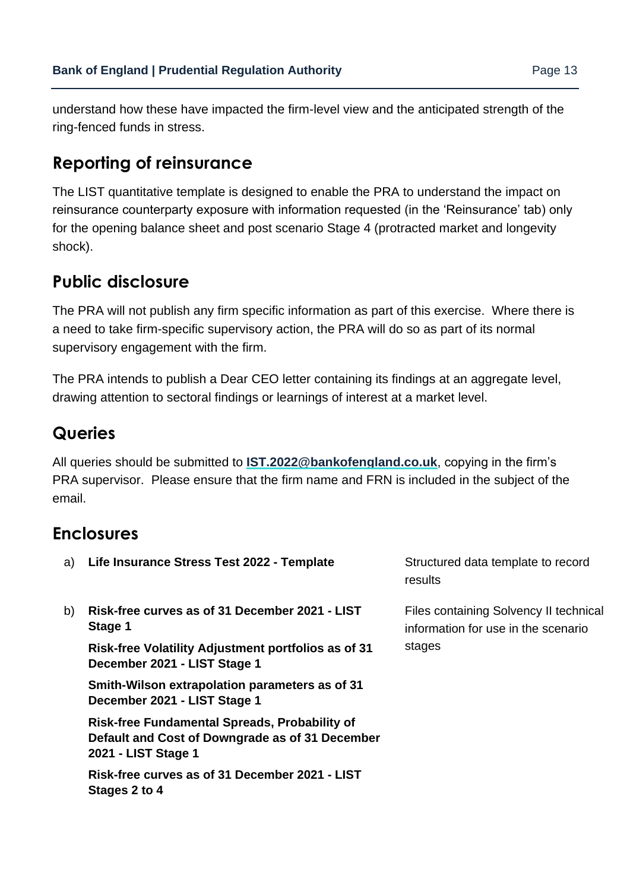understand how these have impacted the firm-level view and the anticipated strength of the ring-fenced funds in stress.

## Reporting of reinsurance

The LIST quantitative template is designed to enable the PRA to understand the impact on reinsurance counterparty exposure with information requested (in the 'Reinsurance' tab) only for the opening balance sheet and post scenario Stage 4 (protracted market and longevity shock).

## Public disclosure

The PRA will not publish any firm specific information as part of this exercise. Where there is a need to take firm-specific supervisory action, the PRA will do so as part of its normal supervisory engagement with the firm.

The PRA intends to publish a Dear CEO letter containing its findings at an aggregate level, drawing attention to sectoral findings or learnings of interest at a market level.

## Queries

All queries should be submitted to **IST.2022@bankofengland.co.uk**, copying in the firm's PRA supervisor. Please ensure that the firm name and FRN is included in the subject of the email.

## Enclosures

| | | |
|---|---|---|
| a) | **Life Insurance Stress Test 2022 - Template** | Structured data template to record results |
| b) | **Risk-free curves as of 31 December 2021 - LIST Stage 1**<br>**Risk-free Volatility Adjustment portfolios as of 31 December 2021 - LIST Stage 1**<br>**Smith-Wilson extrapolation parameters as of 31 December 2021 - LIST Stage 1**<br>**Risk-free Fundamental Spreads, Probability of Default and Cost of Downgrade as of 31 December 2021 - LIST Stage 1**<br>**Risk-free curves as of 31 December 2021 - LIST Stages 2 to 4** | Files containing Solvency II technical information for use in the scenario stages |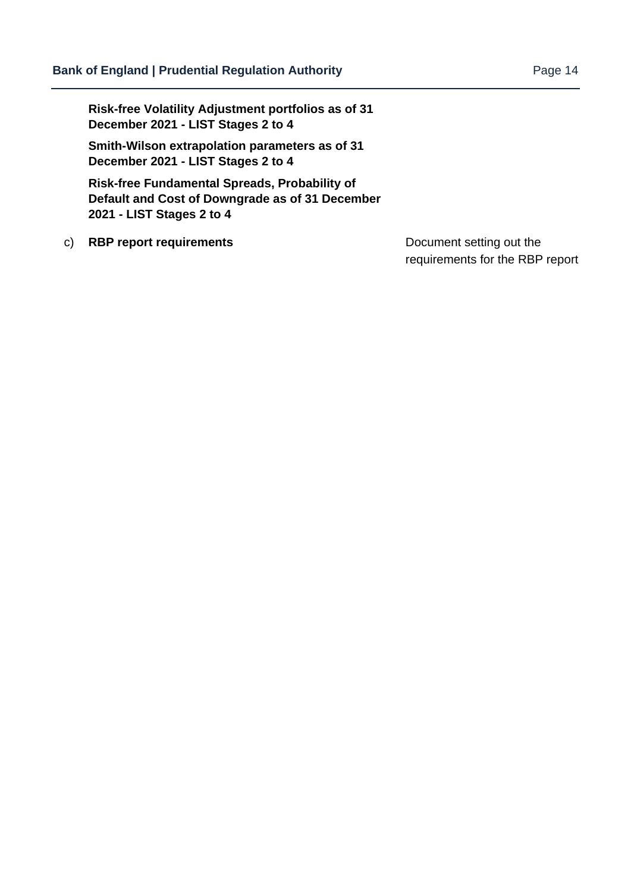**Risk-free Volatility Adjustment portfolios as of 31 December 2021 - LIST Stages 2 to 4**

**Smith-Wilson extrapolation parameters as of 31 December 2021 - LIST Stages 2 to 4**

**Risk-free Fundamental Spreads, Probability of Default and Cost of Downgrade as of 31 December 2021 - LIST Stages 2 to 4**

| | | |
|---|---|---|
| c) | **RBP report requirements** | Document setting out the requirements for the RBP report |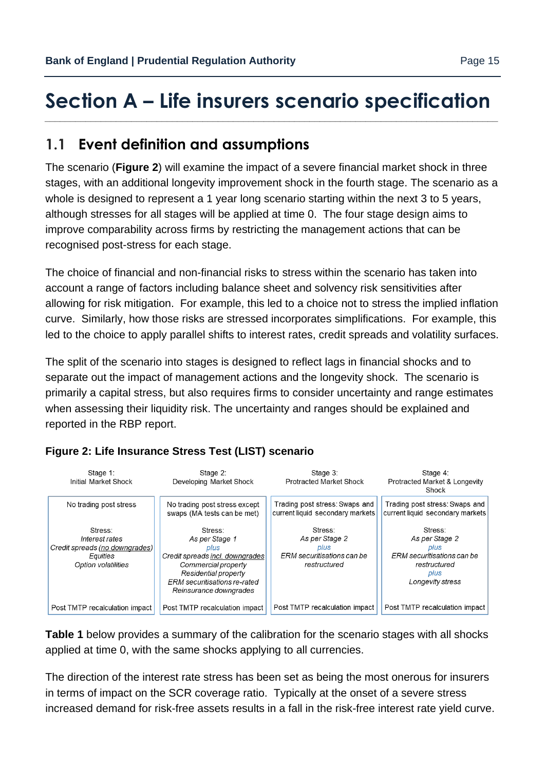# Section A – Life insurers scenario specification

## 1.1 Event definition and assumptions

The scenario (**Figure 2**) will examine the impact of a severe financial market shock in three stages, with an additional longevity improvement shock in the fourth stage. The scenario as a whole is designed to represent a 1 year long scenario starting within the next 3 to 5 years, although stresses for all stages will be applied at time 0. The four stage design aims to improve comparability across firms by restricting the management actions that can be recognised post-stress for each stage.

The choice of financial and non-financial risks to stress within the scenario has taken into account a range of factors including balance sheet and solvency risk sensitivities after allowing for risk mitigation. For example, this led to a choice not to stress the implied inflation curve. Similarly, how those risks are stressed incorporates simplifications. For example, this led to the choice to apply parallel shifts to interest rates, credit spreads and volatility surfaces.

The split of the scenario into stages is designed to reflect lags in financial shocks and to separate out the impact of management actions and the longevity shock. The scenario is primarily a capital stress, but also requires firms to consider uncertainty and range estimates when assessing their liquidity risk. The uncertainty and ranges should be explained and reported in the RBP report.

**Figure 2: Life Insurance Stress Test (LIST) scenario**

| Stage 1: Initial Market Shock | Stage 2: Developing Market Shock | Stage 3: Protracted Market Shock | Stage 4: Protracted Market & Longevity Shock |
|---|---|---|---|
| No trading post stress | No trading post stress except swaps (MA tests can be met) | Trading post stress: Swaps and current liquid secondary markets | Trading post stress: Swaps and current liquid secondary markets |
| Stress:<br>*Interest rates*<br>*Credit spreads (no downgrades)*<br>*Equities*<br>*Option volatilities* | Stress:<br>*As per Stage 1*<br>*plus*<br>*Credit spreads incl. downgrades*<br>*Commercial property*<br>*Residential property*<br>*ERM securitisations re-rated*<br>*Reinsurance downgrades* | Stress:<br>*As per Stage 2*<br>*plus*<br>*ERM securitisations can be restructured* | Stress:<br>*As per Stage 2*<br>*plus*<br>*ERM securitisations can be restructured*<br>*plus*<br>*Longevity stress* |
| Post TMTP recalculation impact | Post TMTP recalculation impact | Post TMTP recalculation impact | Post TMTP recalculation impact |

**Table 1** below provides a summary of the calibration for the scenario stages with all shocks applied at time 0, with the same shocks applying to all currencies.

The direction of the interest rate stress has been set as being the most onerous for insurers in terms of impact on the SCR coverage ratio. Typically at the onset of a severe stress increased demand for risk-free assets results in a fall in the risk-free interest rate yield curve.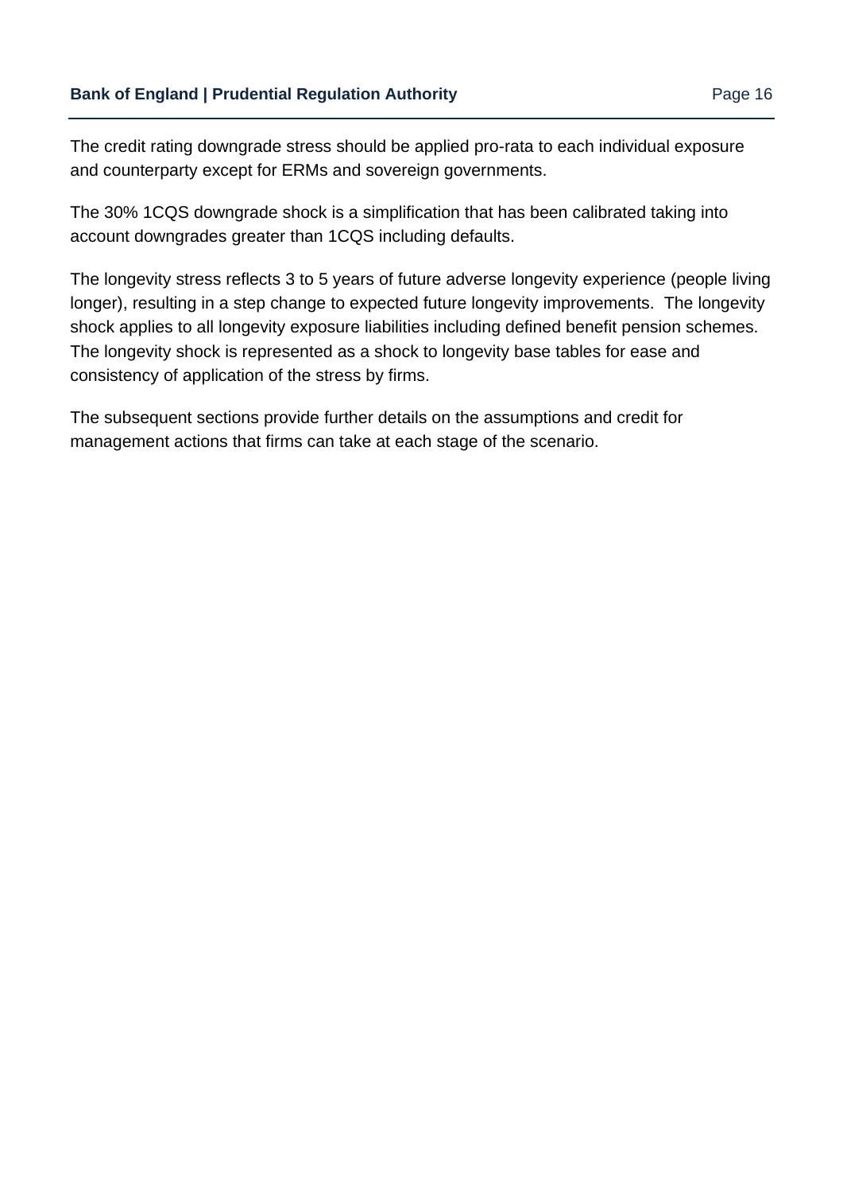The credit rating downgrade stress should be applied pro-rata to each individual exposure and counterparty except for ERMs and sovereign governments.

The 30% 1CQS downgrade shock is a simplification that has been calibrated taking into account downgrades greater than 1CQS including defaults.

The longevity stress reflects 3 to 5 years of future adverse longevity experience (people living longer), resulting in a step change to expected future longevity improvements. The longevity shock applies to all longevity exposure liabilities including defined benefit pension schemes. The longevity shock is represented as a shock to longevity base tables for ease and consistency of application of the stress by firms.

The subsequent sections provide further details on the assumptions and credit for management actions that firms can take at each stage of the scenario.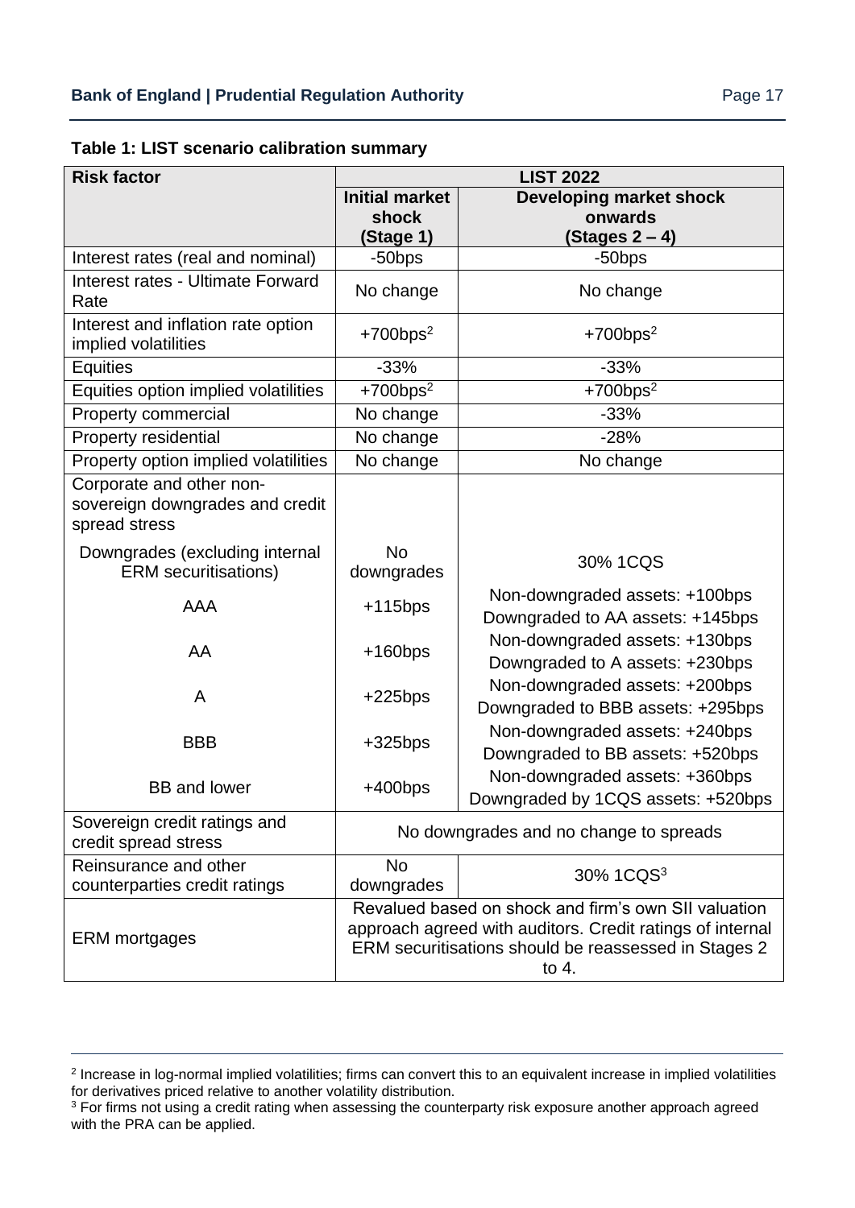**Table 1: LIST scenario calibration summary**

| Risk factor | LIST 2022 | |
|---|---|---|
| | **Initial market shock (Stage 1)** | **Developing market shock onwards (Stages 2 – 4)** |
| Interest rates (real and nominal) | -50bps | -50bps |
| Interest rates - Ultimate Forward Rate | No change | No change |
| Interest and inflation rate option implied volatilities | +700bps[2] | +700bps[2] |
| Equities | -33% | -33% |
| Equities option implied volatilities | +700bps[2] | +700bps[2] |
| Property commercial | No change | -33% |
| Property residential | No change | -28% |
| Property option implied volatilities | No change | No change |
| Corporate and other non-sovereign downgrades and credit spread stress | | |
| Downgrades (excluding internal ERM securitisations) | No downgrades | 30% 1CQS |
| AAA | +115bps | Non-downgraded assets: +100bps<br>Downgraded to AA assets: +145bps |
| AA | +160bps | Non-downgraded assets: +130bps<br>Downgraded to A assets: +230bps |
| A | +225bps | Non-downgraded assets: +200bps<br>Downgraded to BBB assets: +295bps |
| BBB | +325bps | Non-downgraded assets: +240bps<br>Downgraded to BB assets: +520bps |
| BB and lower | +400bps | Non-downgraded assets: +360bps<br>Downgraded by 1CQS assets: +520bps |
| Sovereign credit ratings and credit spread stress | No downgrades and no change to spreads | |
| Reinsurance and other counterparties credit ratings | No downgrades | 30% 1CQS[3] |
| ERM mortgages | Revalued based on shock and firm's own SII valuation approach agreed with auditors. Credit ratings of internal ERM securitisations should be reassessed in Stages 2 to 4. | |

[2] Increase in log-normal implied volatilities; firms can convert this to an equivalent increase in implied volatilities for derivatives priced relative to another volatility distribution.

[3] For firms not using a credit rating when assessing the counterparty risk exposure another approach agreed with the PRA can be applied.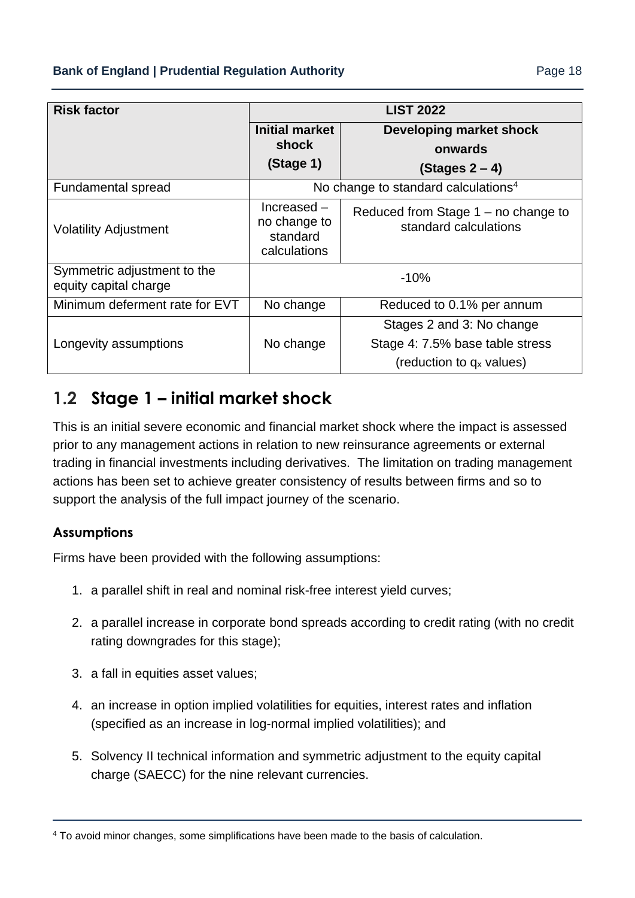| Risk factor | LIST 2022 | |
|---|---|---|
| | Initial market shock (Stage 1) | Developing market shock onwards (Stages 2 – 4) |
| Fundamental spread | No change to standard calculations[4] | |
| Volatility Adjustment | Increased – no change to standard calculations | Reduced from Stage 1 – no change to standard calculations |
| Symmetric adjustment to the equity capital charge | -10% | |
| Minimum deferment rate for EVT | No change | Reduced to 0.1% per annum |
| Longevity assumptions | No change | Stages 2 and 3: No change<br>Stage 4: 7.5% base table stress (reduction to $q_x$ values) |

## 1.2 Stage 1 – initial market shock

This is an initial severe economic and financial market shock where the impact is assessed prior to any management actions in relation to new reinsurance agreements or external trading in financial investments including derivatives. The limitation on trading management actions has been set to achieve greater consistency of results between firms and so to support the analysis of the full impact journey of the scenario.

### Assumptions

Firms have been provided with the following assumptions:

1. a parallel shift in real and nominal risk-free interest yield curves;
2. a parallel increase in corporate bond spreads according to credit rating (with no credit rating downgrades for this stage);
3. a fall in equities asset values;
4. an increase in option implied volatilities for equities, interest rates and inflation (specified as an increase in log-normal implied volatilities); and
5. Solvency II technical information and symmetric adjustment to the equity capital charge (SAECC) for the nine relevant currencies.

[4] To avoid minor changes, some simplifications have been made to the basis of calculation.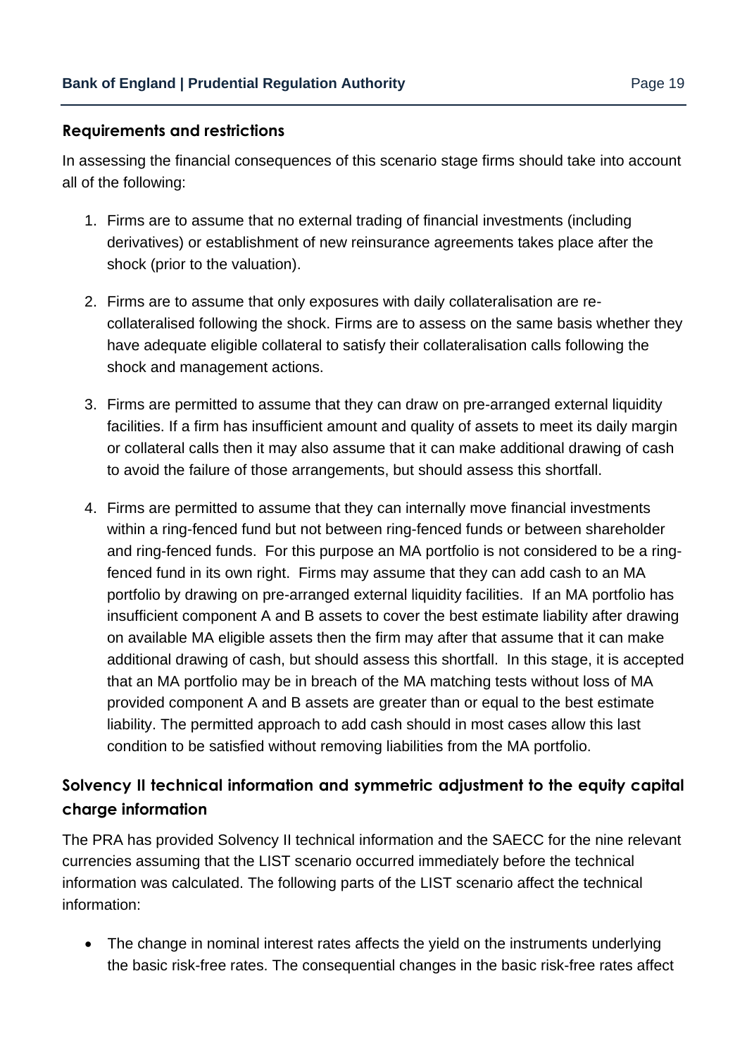### Requirements and restrictions

In assessing the financial consequences of this scenario stage firms should take into account all of the following:

1. Firms are to assume that no external trading of financial investments (including derivatives) or establishment of new reinsurance agreements takes place after the shock (prior to the valuation).

2. Firms are to assume that only exposures with daily collateralisation are re-collateralised following the shock. Firms are to assess on the same basis whether they have adequate eligible collateral to satisfy their collateralisation calls following the shock and management actions.

3. Firms are permitted to assume that they can draw on pre-arranged external liquidity facilities. If a firm has insufficient amount and quality of assets to meet its daily margin or collateral calls then it may also assume that it can make additional drawing of cash to avoid the failure of those arrangements, but should assess this shortfall.

4. Firms are permitted to assume that they can internally move financial investments within a ring-fenced fund but not between ring-fenced funds or between shareholder and ring-fenced funds. For this purpose an MA portfolio is not considered to be a ring-fenced fund in its own right. Firms may assume that they can add cash to an MA portfolio by drawing on pre-arranged external liquidity facilities. If an MA portfolio has insufficient component A and B assets to cover the best estimate liability after drawing on available MA eligible assets then the firm may after that assume that it can make additional drawing of cash, but should assess this shortfall. In this stage, it is accepted that an MA portfolio may be in breach of the MA matching tests without loss of MA provided component A and B assets are greater than or equal to the best estimate liability. The permitted approach to add cash should in most cases allow this last condition to be satisfied without removing liabilities from the MA portfolio.

## Solvency II technical information and symmetric adjustment to the equity capital charge information

The PRA has provided Solvency II technical information and the SAECC for the nine relevant currencies assuming that the LIST scenario occurred immediately before the technical information was calculated. The following parts of the LIST scenario affect the technical information:

- The change in nominal interest rates affects the yield on the instruments underlying the basic risk-free rates. The consequential changes in the basic risk-free rates affect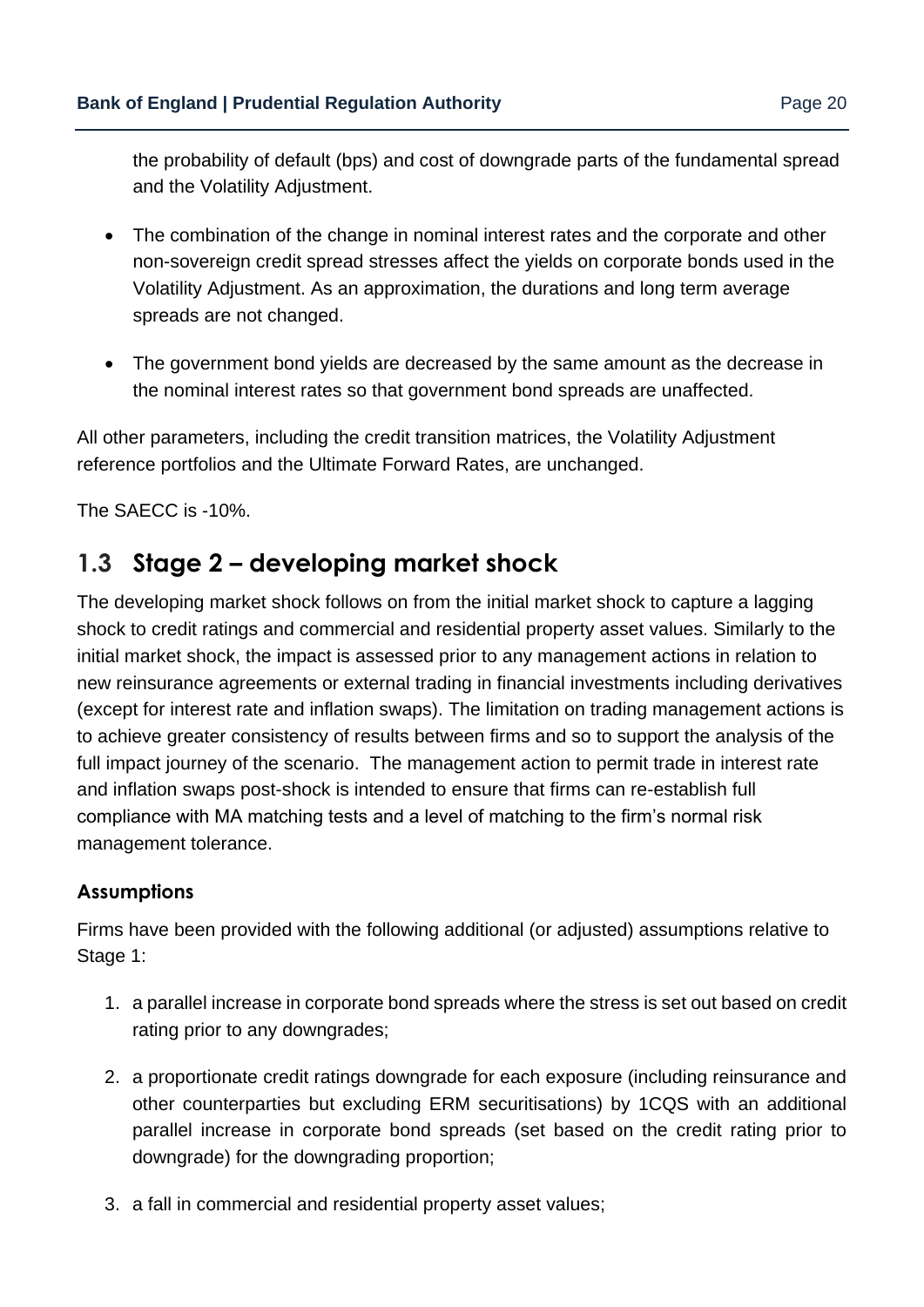the probability of default (bps) and cost of downgrade parts of the fundamental spread and the Volatility Adjustment.

- The combination of the change in nominal interest rates and the corporate and other non-sovereign credit spread stresses affect the yields on corporate bonds used in the Volatility Adjustment. As an approximation, the durations and long term average spreads are not changed.

- The government bond yields are decreased by the same amount as the decrease in the nominal interest rates so that government bond spreads are unaffected.

All other parameters, including the credit transition matrices, the Volatility Adjustment reference portfolios and the Ultimate Forward Rates, are unchanged.

The SAECC is -10%.

## 1.3 Stage 2 – developing market shock

The developing market shock follows on from the initial market shock to capture a lagging shock to credit ratings and commercial and residential property asset values. Similarly to the initial market shock, the impact is assessed prior to any management actions in relation to new reinsurance agreements or external trading in financial investments including derivatives (except for interest rate and inflation swaps). The limitation on trading management actions is to achieve greater consistency of results between firms and so to support the analysis of the full impact journey of the scenario. The management action to permit trade in interest rate and inflation swaps post-shock is intended to ensure that firms can re-establish full compliance with MA matching tests and a level of matching to the firm's normal risk management tolerance.

### Assumptions

Firms have been provided with the following additional (or adjusted) assumptions relative to Stage 1:

1. a parallel increase in corporate bond spreads where the stress is set out based on credit rating prior to any downgrades;

2. a proportionate credit ratings downgrade for each exposure (including reinsurance and other counterparties but excluding ERM securitisations) by 1CQS with an additional parallel increase in corporate bond spreads (set based on the credit rating prior to downgrade) for the downgrading proportion;

3. a fall in commercial and residential property asset values;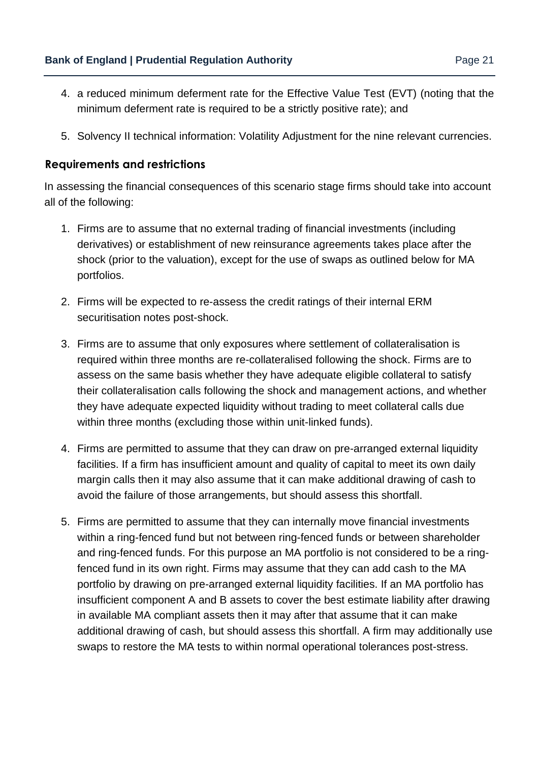4. a reduced minimum deferment rate for the Effective Value Test (EVT) (noting that the minimum deferment rate is required to be a strictly positive rate); and

5. Solvency II technical information: Volatility Adjustment for the nine relevant currencies.

### Requirements and restrictions

In assessing the financial consequences of this scenario stage firms should take into account all of the following:

1. Firms are to assume that no external trading of financial investments (including derivatives) or establishment of new reinsurance agreements takes place after the shock (prior to the valuation), except for the use of swaps as outlined below for MA portfolios.

2. Firms will be expected to re-assess the credit ratings of their internal ERM securitisation notes post-shock.

3. Firms are to assume that only exposures where settlement of collateralisation is required within three months are re-collateralised following the shock. Firms are to assess on the same basis whether they have adequate eligible collateral to satisfy their collateralisation calls following the shock and management actions, and whether they have adequate expected liquidity without trading to meet collateral calls due within three months (excluding those within unit-linked funds).

4. Firms are permitted to assume that they can draw on pre-arranged external liquidity facilities. If a firm has insufficient amount and quality of capital to meet its own daily margin calls then it may also assume that it can make additional drawing of cash to avoid the failure of those arrangements, but should assess this shortfall.

5. Firms are permitted to assume that they can internally move financial investments within a ring-fenced fund but not between ring-fenced funds or between shareholder and ring-fenced funds. For this purpose an MA portfolio is not considered to be a ring-fenced fund in its own right. Firms may assume that they can add cash to the MA portfolio by drawing on pre-arranged external liquidity facilities. If an MA portfolio has insufficient component A and B assets to cover the best estimate liability after drawing in available MA compliant assets then it may after that assume that it can make additional drawing of cash, but should assess this shortfall. A firm may additionally use swaps to restore the MA tests to within normal operational tolerances post-stress.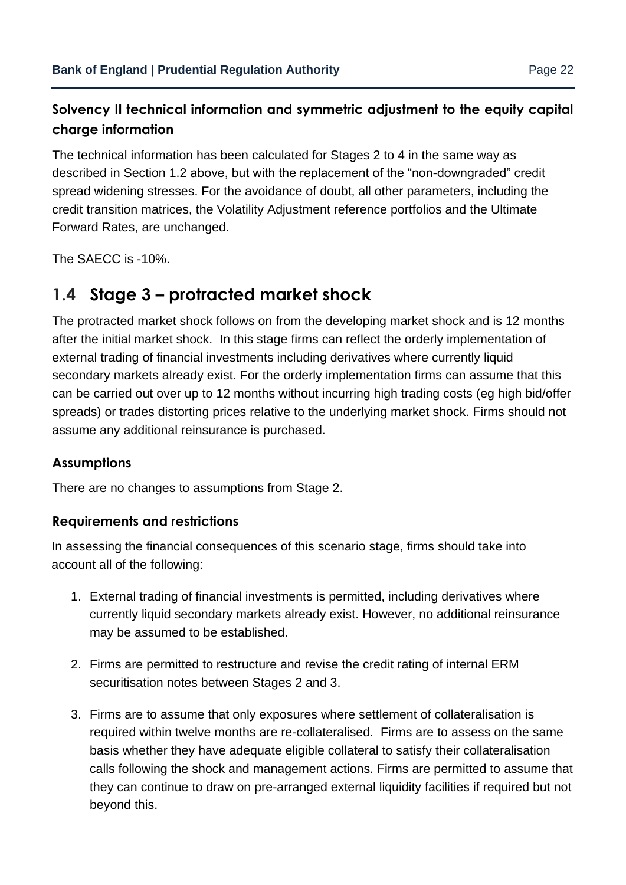### Solvency II technical information and symmetric adjustment to the equity capital charge information

The technical information has been calculated for Stages 2 to 4 in the same way as described in Section 1.2 above, but with the replacement of the "non-downgraded" credit spread widening stresses. For the avoidance of doubt, all other parameters, including the credit transition matrices, the Volatility Adjustment reference portfolios and the Ultimate Forward Rates, are unchanged.

The SAECC is -10%.

## 1.4 Stage 3 – protracted market shock

The protracted market shock follows on from the developing market shock and is 12 months after the initial market shock. In this stage firms can reflect the orderly implementation of external trading of financial investments including derivatives where currently liquid secondary markets already exist. For the orderly implementation firms can assume that this can be carried out over up to 12 months without incurring high trading costs (eg high bid/offer spreads) or trades distorting prices relative to the underlying market shock. Firms should not assume any additional reinsurance is purchased.

### Assumptions

There are no changes to assumptions from Stage 2.

### Requirements and restrictions

In assessing the financial consequences of this scenario stage, firms should take into account all of the following:

1. External trading of financial investments is permitted, including derivatives where currently liquid secondary markets already exist. However, no additional reinsurance may be assumed to be established.

2. Firms are permitted to restructure and revise the credit rating of internal ERM securitisation notes between Stages 2 and 3.

3. Firms are to assume that only exposures where settlement of collateralisation is required within twelve months are re-collateralised. Firms are to assess on the same basis whether they have adequate eligible collateral to satisfy their collateralisation calls following the shock and management actions. Firms are permitted to assume that they can continue to draw on pre-arranged external liquidity facilities if required but not beyond this.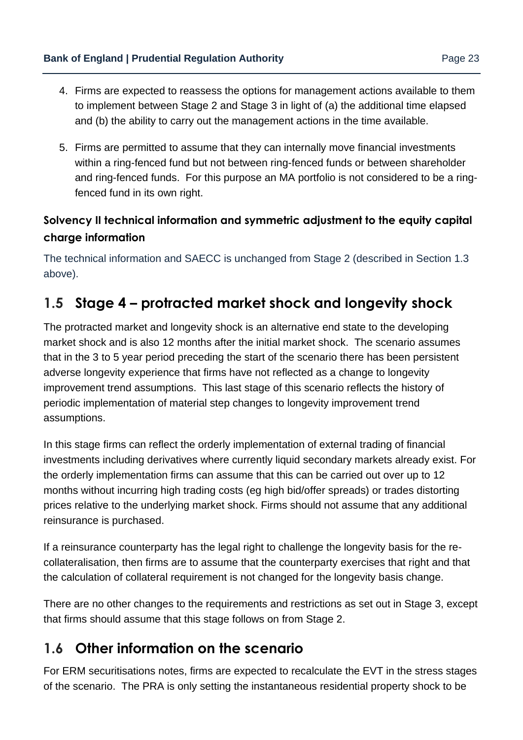4. Firms are expected to reassess the options for management actions available to them to implement between Stage 2 and Stage 3 in light of (a) the additional time elapsed and (b) the ability to carry out the management actions in the time available.

5. Firms are permitted to assume that they can internally move financial investments within a ring-fenced fund but not between ring-fenced funds or between shareholder and ring-fenced funds. For this purpose an MA portfolio is not considered to be a ring-fenced fund in its own right.

### Solvency II technical information and symmetric adjustment to the equity capital charge information

The technical information and SAECC is unchanged from Stage 2 (described in Section 1.3 above).

## 1.5 Stage 4 – protracted market shock and longevity shock

The protracted market and longevity shock is an alternative end state to the developing market shock and is also 12 months after the initial market shock. The scenario assumes that in the 3 to 5 year period preceding the start of the scenario there has been persistent adverse longevity experience that firms have not reflected as a change to longevity improvement trend assumptions. This last stage of this scenario reflects the history of periodic implementation of material step changes to longevity improvement trend assumptions.

In this stage firms can reflect the orderly implementation of external trading of financial investments including derivatives where currently liquid secondary markets already exist. For the orderly implementation firms can assume that this can be carried out over up to 12 months without incurring high trading costs (eg high bid/offer spreads) or trades distorting prices relative to the underlying market shock. Firms should not assume that any additional reinsurance is purchased.

If a reinsurance counterparty has the legal right to challenge the longevity basis for the re-collateralisation, then firms are to assume that the counterparty exercises that right and that the calculation of collateral requirement is not changed for the longevity basis change.

There are no other changes to the requirements and restrictions as set out in Stage 3, except that firms should assume that this stage follows on from Stage 2.

## 1.6 Other information on the scenario

For ERM securitisations notes, firms are expected to recalculate the EVT in the stress stages of the scenario. The PRA is only setting the instantaneous residential property shock to be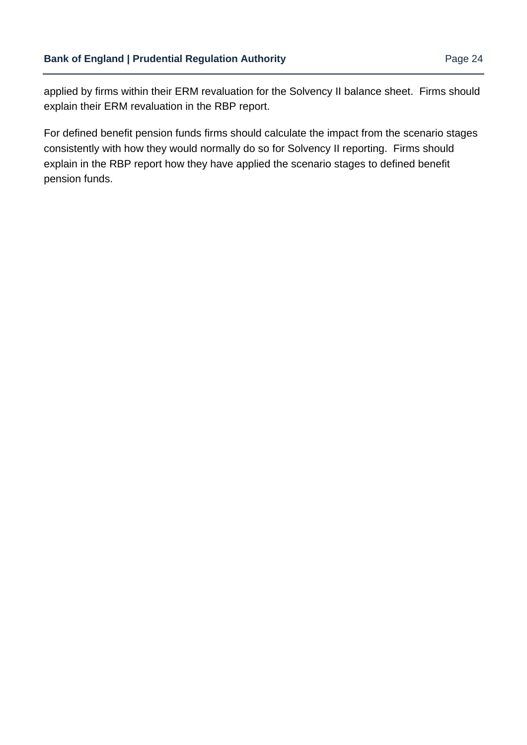applied by firms within their ERM revaluation for the Solvency II balance sheet. Firms should explain their ERM revaluation in the RBP report.

For defined benefit pension funds firms should calculate the impact from the scenario stages consistently with how they would normally do so for Solvency II reporting. Firms should explain in the RBP report how they have applied the scenario stages to defined benefit pension funds.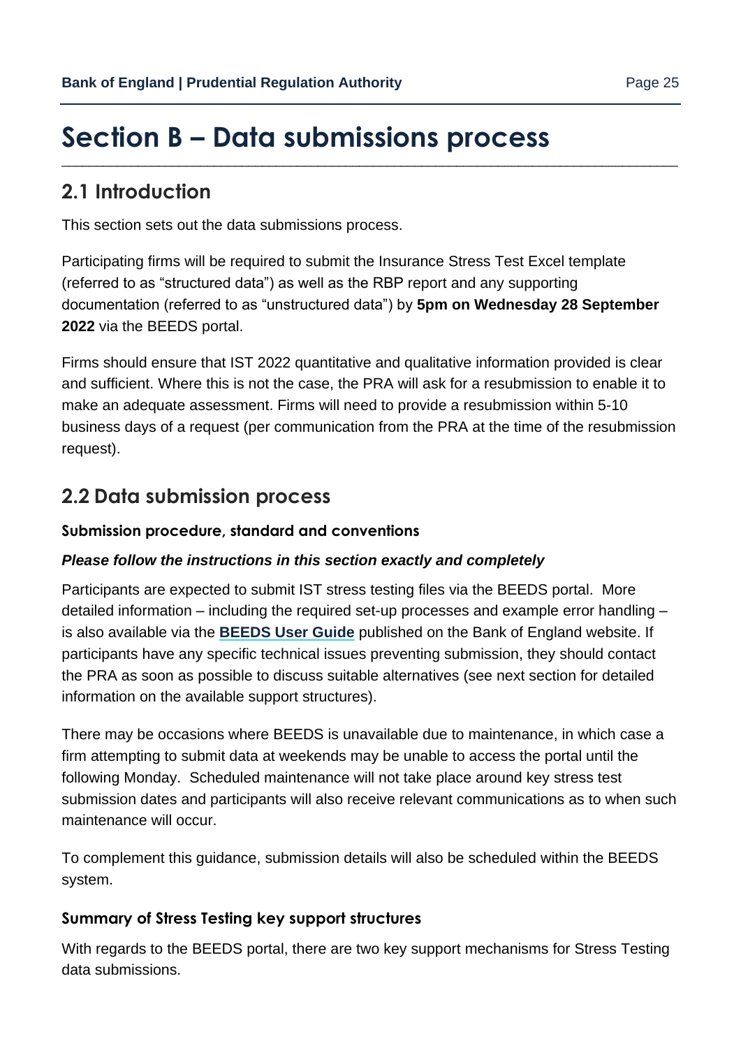# Section B – Data submissions process

## 2.1 Introduction

This section sets out the data submissions process.

Participating firms will be required to submit the Insurance Stress Test Excel template (referred to as "structured data") as well as the RBP report and any supporting documentation (referred to as "unstructured data") by **5pm on Wednesday 28 September 2022** via the BEEDS portal.

Firms should ensure that IST 2022 quantitative and qualitative information provided is clear and sufficient. Where this is not the case, the PRA will ask for a resubmission to enable it to make an adequate assessment. Firms will need to provide a resubmission within 5-10 business days of a request (per communication from the PRA at the time of the resubmission request).

## 2.2 Data submission process

### Submission procedure, standard and conventions

***Please follow the instructions in this section exactly and completely***

Participants are expected to submit IST stress testing files via the BEEDS portal. More detailed information – including the required set-up processes and example error handling – is also available via the **BEEDS User Guide** published on the Bank of England website. If participants have any specific technical issues preventing submission, they should contact the PRA as soon as possible to discuss suitable alternatives (see next section for detailed information on the available support structures).

There may be occasions where BEEDS is unavailable due to maintenance, in which case a firm attempting to submit data at weekends may be unable to access the portal until the following Monday. Scheduled maintenance will not take place around key stress test submission dates and participants will also receive relevant communications as to when such maintenance will occur.

To complement this guidance, submission details will also be scheduled within the BEEDS system.

### Summary of Stress Testing key support structures

With regards to the BEEDS portal, there are two key support mechanisms for Stress Testing data submissions.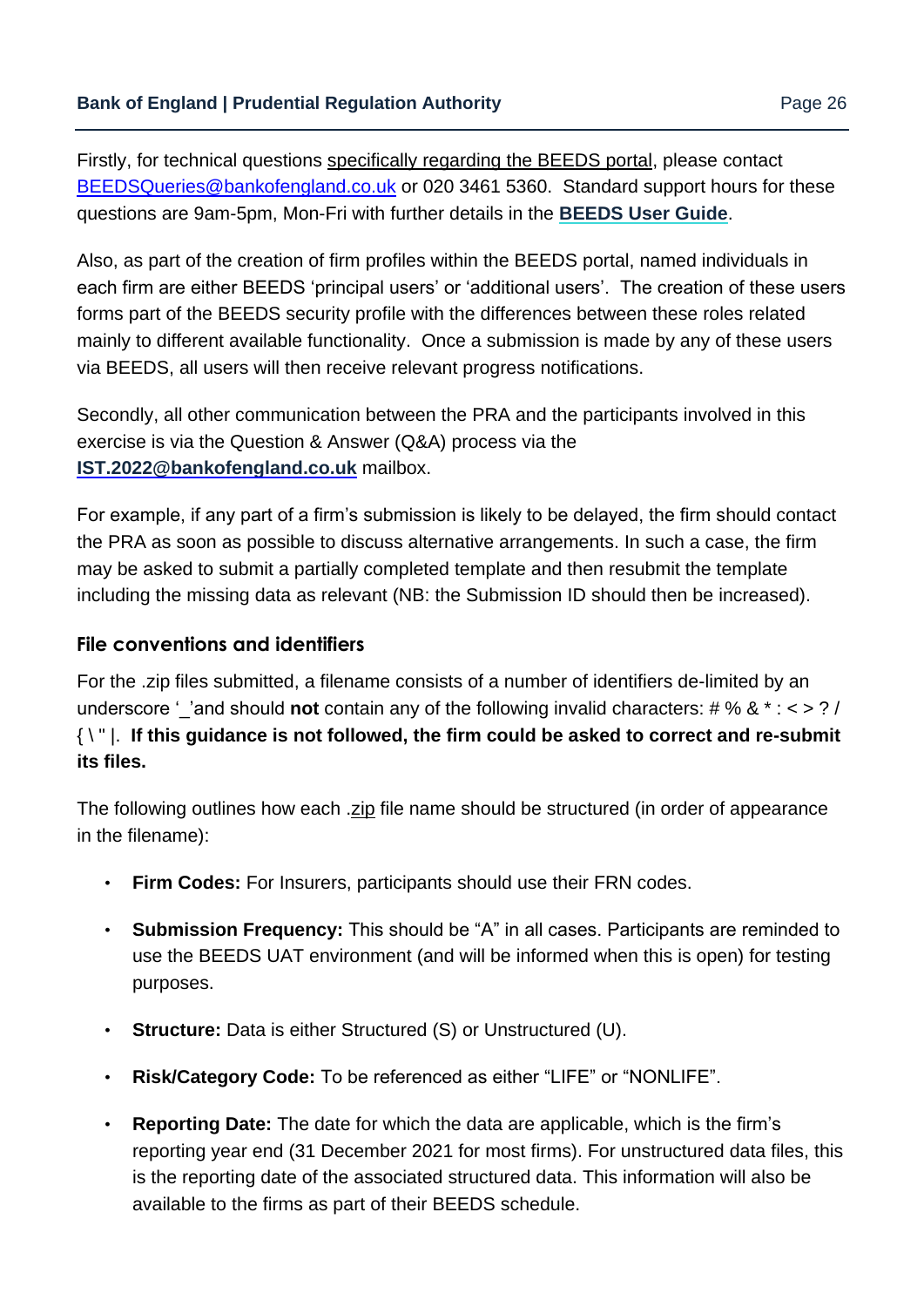Firstly, for technical questions specifically regarding the BEEDS portal, please contact BEEDSQueries@bankofengland.co.uk or 020 3461 5360. Standard support hours for these questions are 9am-5pm, Mon-Fri with further details in the **BEEDS User Guide**.

Also, as part of the creation of firm profiles within the BEEDS portal, named individuals in each firm are either BEEDS 'principal users' or 'additional users'. The creation of these users forms part of the BEEDS security profile with the differences between these roles related mainly to different available functionality. Once a submission is made by any of these users via BEEDS, all users will then receive relevant progress notifications.

Secondly, all other communication between the PRA and the participants involved in this exercise is via the Question & Answer (Q&A) process via the **IST.2022@bankofengland.co.uk** mailbox.

For example, if any part of a firm's submission is likely to be delayed, the firm should contact the PRA as soon as possible to discuss alternative arrangements. In such a case, the firm may be asked to submit a partially completed template and then resubmit the template including the missing data as relevant (NB: the Submission ID should then be increased).

### File conventions and identifiers

For the .zip files submitted, a filename consists of a number of identifiers de-limited by an underscore '_'and should **not** contain any of the following invalid characters: # % & * : < > ? / { \ " |. **If this guidance is not followed, the firm could be asked to correct and re-submit its files.**

The following outlines how each .zip file name should be structured (in order of appearance in the filename):

- **Firm Codes:** For Insurers, participants should use their FRN codes.
- **Submission Frequency:** This should be "A" in all cases. Participants are reminded to use the BEEDS UAT environment (and will be informed when this is open) for testing purposes.
- **Structure:** Data is either Structured (S) or Unstructured (U).
- **Risk/Category Code:** To be referenced as either "LIFE" or "NONLIFE".
- **Reporting Date:** The date for which the data are applicable, which is the firm's reporting year end (31 December 2021 for most firms). For unstructured data files, this is the reporting date of the associated structured data. This information will also be available to the firms as part of their BEEDS schedule.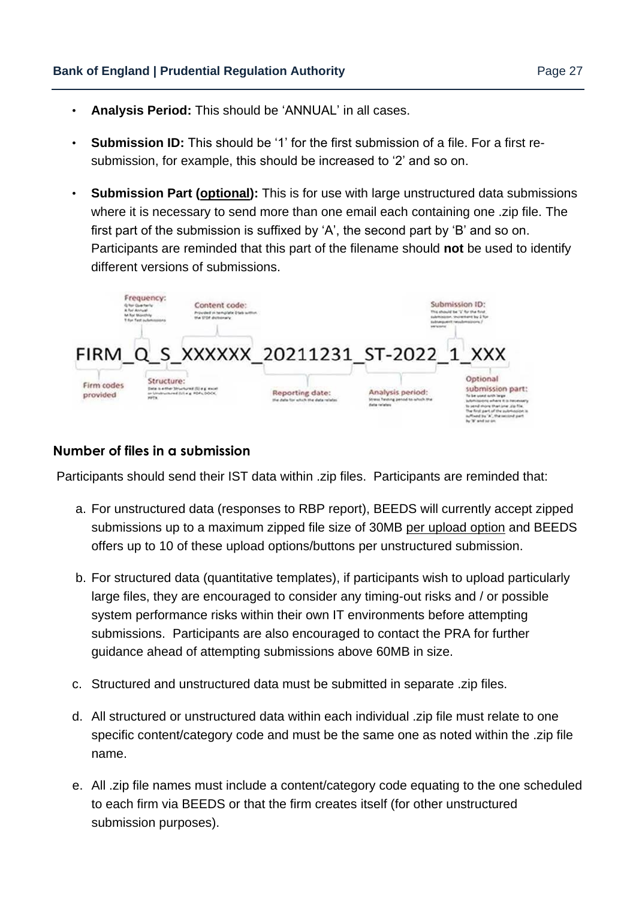- **Analysis Period:** This should be 'ANNUAL' in all cases.
- **Submission ID:** This should be '1' for the first submission of a file. For a first re-submission, for example, this should be increased to '2' and so on.
- **Submission Part (optional):** This is for use with large unstructured data submissions where it is necessary to send more than one email each containing one .zip file. The first part of the submission is suffixed by 'A', the second part by 'B' and so on. Participants are reminded that this part of the filename should **not** be used to identify different versions of submissions.

FIRM_Q_S_XXXXXX_20211231_ST-2022_1_XXX

- Firm codes provided
- Frequency: Q for Quarterly, A for Annual, M for Monthly, T for Test submissions
- Structure: Data is either Structured (S) e.g. excel or Unstructured (U) e.g. PDFs, DOCX, PPTX
- Content code: Provided in template ID tab within the DPM dictionary
- Reporting date: the date for which the data relates
- Analysis period: Stress Testing period to which the data relates
- Submission ID: This should be '1' for the first submission, increment by 1 for subsequent resubmissions / versions
- Optional submission part: To be used with large submissions where it is necessary to send more than one zip file. The first part of the submission is suffixed by 'A', the second part by 'B' and so on.

## Number of files in a submission

Participants should send their IST data within .zip files. Participants are reminded that:

a. For unstructured data (responses to RBP report), BEEDS will currently accept zipped submissions up to a maximum zipped file size of 30MB per upload option and BEEDS offers up to 10 of these upload options/buttons per unstructured submission.

b. For structured data (quantitative templates), if participants wish to upload particularly large files, they are encouraged to consider any timing-out risks and / or possible system performance risks within their own IT environments before attempting submissions. Participants are also encouraged to contact the PRA for further guidance ahead of attempting submissions above 60MB in size.

c. Structured and unstructured data must be submitted in separate .zip files.

d. All structured or unstructured data within each individual .zip file must relate to one specific content/category code and must be the same one as noted within the .zip file name.

e. All .zip file names must include a content/category code equating to the one scheduled to each firm via BEEDS or that the firm creates itself (for other unstructured submission purposes).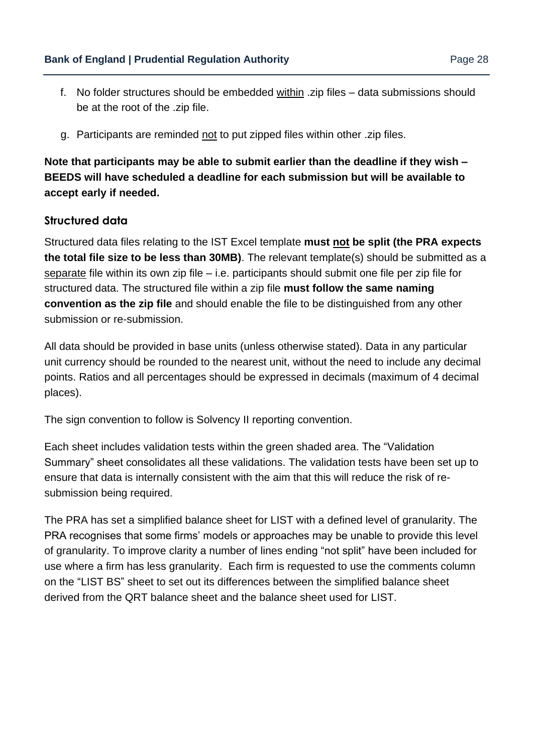f. No folder structures should be embedded within .zip files – data submissions should be at the root of the .zip file.

g. Participants are reminded not to put zipped files within other .zip files.

**Note that participants may be able to submit earlier than the deadline if they wish – BEEDS will have scheduled a deadline for each submission but will be available to accept early if needed.**

### Structured data

Structured data files relating to the IST Excel template **must not be split (the PRA expects the total file size to be less than 30MB)**. The relevant template(s) should be submitted as a separate file within its own zip file – i.e. participants should submit one file per zip file for structured data. The structured file within a zip file **must follow the same naming convention as the zip file** and should enable the file to be distinguished from any other submission or re-submission.

All data should be provided in base units (unless otherwise stated). Data in any particular unit currency should be rounded to the nearest unit, without the need to include any decimal points. Ratios and all percentages should be expressed in decimals (maximum of 4 decimal places).

The sign convention to follow is Solvency II reporting convention.

Each sheet includes validation tests within the green shaded area. The "Validation Summary" sheet consolidates all these validations. The validation tests have been set up to ensure that data is internally consistent with the aim that this will reduce the risk of re-submission being required.

The PRA has set a simplified balance sheet for LIST with a defined level of granularity. The PRA recognises that some firms' models or approaches may be unable to provide this level of granularity. To improve clarity a number of lines ending "not split" have been included for use where a firm has less granularity. Each firm is requested to use the comments column on the "LIST BS" sheet to set out its differences between the simplified balance sheet derived from the QRT balance sheet and the balance sheet used for LIST.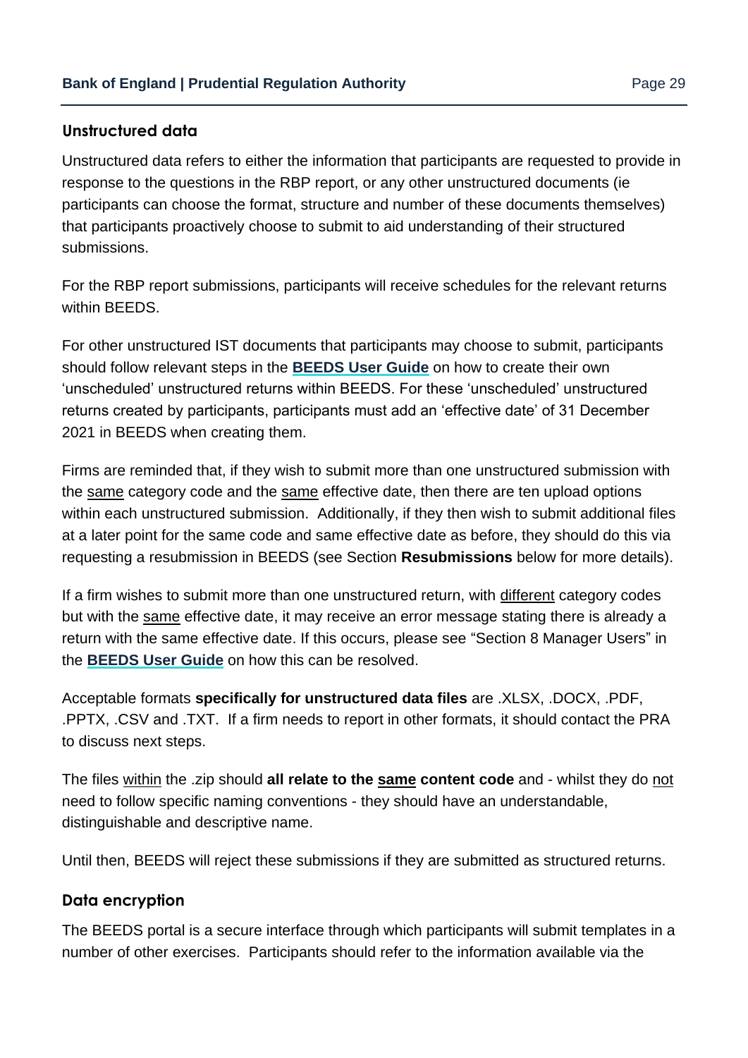### Unstructured data

Unstructured data refers to either the information that participants are requested to provide in response to the questions in the RBP report, or any other unstructured documents (ie participants can choose the format, structure and number of these documents themselves) that participants proactively choose to submit to aid understanding of their structured submissions.

For the RBP report submissions, participants will receive schedules for the relevant returns within BEEDS.

For other unstructured IST documents that participants may choose to submit, participants should follow relevant steps in the **BEEDS User Guide** on how to create their own 'unscheduled' unstructured returns within BEEDS. For these 'unscheduled' unstructured returns created by participants, participants must add an 'effective date' of 31 December 2021 in BEEDS when creating them.

Firms are reminded that, if they wish to submit more than one unstructured submission with the same category code and the same effective date, then there are ten upload options within each unstructured submission. Additionally, if they then wish to submit additional files at a later point for the same code and same effective date as before, they should do this via requesting a resubmission in BEEDS (see Section **Resubmissions** below for more details).

If a firm wishes to submit more than one unstructured return, with different category codes but with the same effective date, it may receive an error message stating there is already a return with the same effective date. If this occurs, please see "Section 8 Manager Users" in the **BEEDS User Guide** on how this can be resolved.

Acceptable formats **specifically for unstructured data files** are .XLSX, .DOCX, .PDF, .PPTX, .CSV and .TXT. If a firm needs to report in other formats, it should contact the PRA to discuss next steps.

The files within the .zip should **all relate to the same content code** and - whilst they do not need to follow specific naming conventions - they should have an understandable, distinguishable and descriptive name.

Until then, BEEDS will reject these submissions if they are submitted as structured returns.

### Data encryption

The BEEDS portal is a secure interface through which participants will submit templates in a number of other exercises. Participants should refer to the information available via the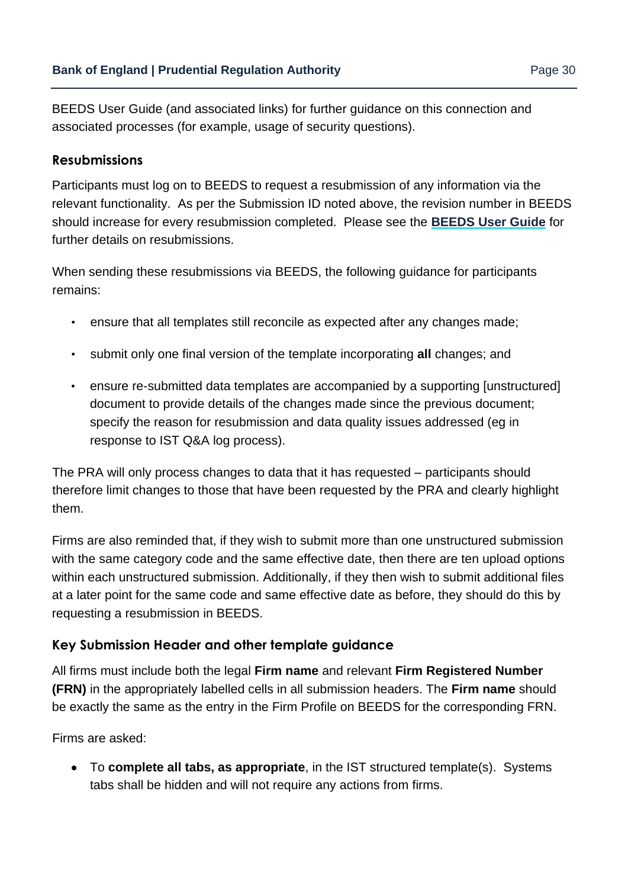BEEDS User Guide (and associated links) for further guidance on this connection and associated processes (for example, usage of security questions).

### Resubmissions

Participants must log on to BEEDS to request a resubmission of any information via the relevant functionality. As per the Submission ID noted above, the revision number in BEEDS should increase for every resubmission completed. Please see the **BEEDS User Guide** for further details on resubmissions.

When sending these resubmissions via BEEDS, the following guidance for participants remains:

- ensure that all templates still reconcile as expected after any changes made;
- submit only one final version of the template incorporating **all** changes; and
- ensure re-submitted data templates are accompanied by a supporting [unstructured] document to provide details of the changes made since the previous document; specify the reason for resubmission and data quality issues addressed (eg in response to IST Q&A log process).

The PRA will only process changes to data that it has requested – participants should therefore limit changes to those that have been requested by the PRA and clearly highlight them.

Firms are also reminded that, if they wish to submit more than one unstructured submission with the same category code and the same effective date, then there are ten upload options within each unstructured submission. Additionally, if they then wish to submit additional files at a later point for the same code and same effective date as before, they should do this by requesting a resubmission in BEEDS.

### Key Submission Header and other template guidance

All firms must include both the legal **Firm name** and relevant **Firm Registered Number (FRN)** in the appropriately labelled cells in all submission headers. The **Firm name** should be exactly the same as the entry in the Firm Profile on BEEDS for the corresponding FRN.

Firms are asked:

- To **complete all tabs, as appropriate**, in the IST structured template(s). Systems tabs shall be hidden and will not require any actions from firms.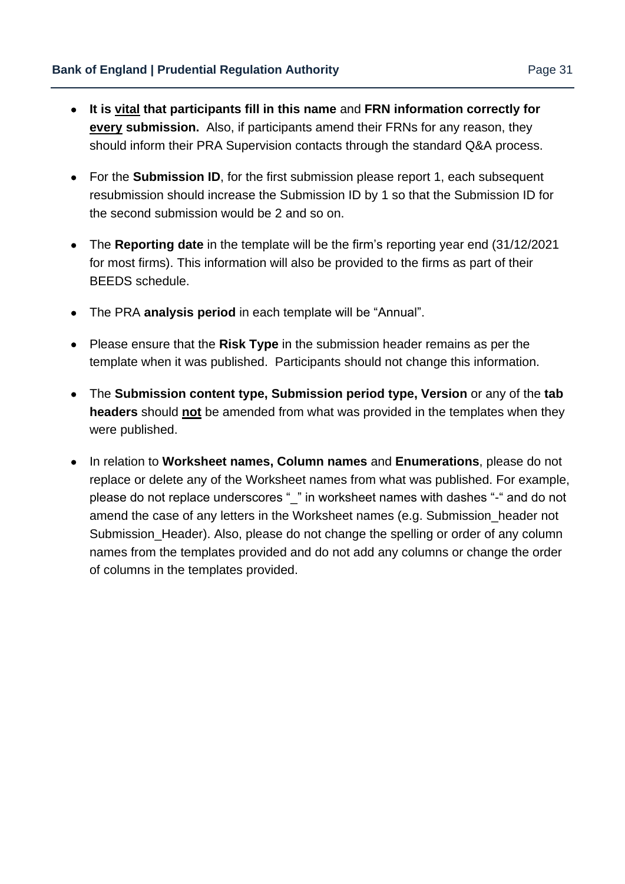- **It is <u>vital</u> that participants fill in this name** and **FRN information correctly for <u>every</u> submission.** Also, if participants amend their FRNs for any reason, they should inform their PRA Supervision contacts through the standard Q&A process.

- For the **Submission ID**, for the first submission please report 1, each subsequent resubmission should increase the Submission ID by 1 so that the Submission ID for the second submission would be 2 and so on.

- The **Reporting date** in the template will be the firm's reporting year end (31/12/2021 for most firms). This information will also be provided to the firms as part of their BEEDS schedule.

- The PRA **analysis period** in each template will be "Annual".

- Please ensure that the **Risk Type** in the submission header remains as per the template when it was published. Participants should not change this information.

- The **Submission content type, Submission period type, Version** or any of the **tab headers** should **<u>not</u>** be amended from what was provided in the templates when they were published.

- In relation to **Worksheet names, Column names** and **Enumerations**, please do not replace or delete any of the Worksheet names from what was published. For example, please do not replace underscores "_" in worksheet names with dashes "-" and do not amend the case of any letters in the Worksheet names (e.g. Submission_header not Submission_Header). Also, please do not change the spelling or order of any column names from the templates provided and do not add any columns or change the order of columns in the templates provided.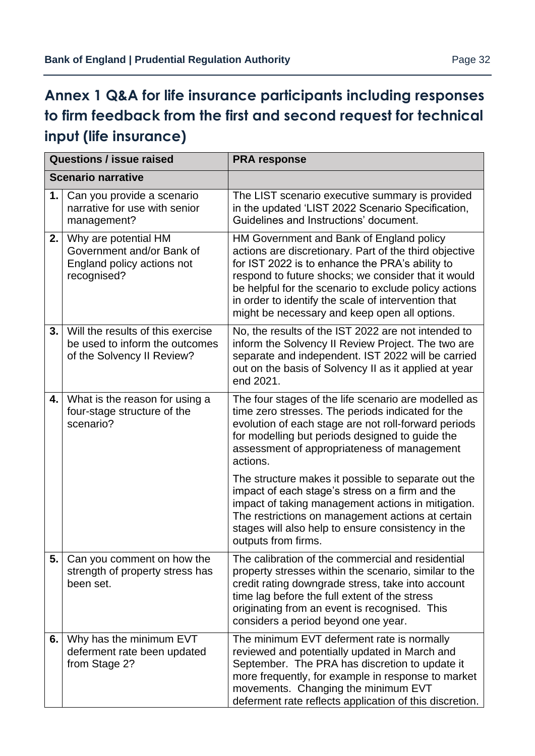## Annex 1 Q&A for life insurance participants including responses to firm feedback from the first and second request for technical input (life insurance)

| | Questions / issue raised | PRA response |
|---|---|---|
| **Scenario narrative** | | |
| 1. | Can you provide a scenario narrative for use with senior management? | The LIST scenario executive summary is provided in the updated 'LIST 2022 Scenario Specification, Guidelines and Instructions' document. |
| 2. | Why are potential HM Government and/or Bank of England policy actions not recognised? | HM Government and Bank of England policy actions are discretionary. Part of the third objective for IST 2022 is to enhance the PRA's ability to respond to future shocks; we consider that it would be helpful for the scenario to exclude policy actions in order to identify the scale of intervention that might be necessary and keep open all options. |
| 3. | Will the results of this exercise be used to inform the outcomes of the Solvency II Review? | No, the results of the IST 2022 are not intended to inform the Solvency II Review Project. The two are separate and independent. IST 2022 will be carried out on the basis of Solvency II as it applied at year end 2021. |
| 4. | What is the reason for using a four-stage structure of the scenario? | The four stages of the life scenario are modelled as time zero stresses. The periods indicated for the evolution of each stage are not roll-forward periods for modelling but periods designed to guide the assessment of appropriateness of management actions.<br><br>The structure makes it possible to separate out the impact of each stage's stress on a firm and the impact of taking management actions in mitigation. The restrictions on management actions at certain stages will also help to ensure consistency in the outputs from firms. |
| 5. | Can you comment on how the strength of property stress has been set. | The calibration of the commercial and residential property stresses within the scenario, similar to the credit rating downgrade stress, take into account time lag before the full extent of the stress originating from an event is recognised. This considers a period beyond one year. |
| 6. | Why has the minimum EVT deferment rate been updated from Stage 2? | The minimum EVT deferment rate is normally reviewed and potentially updated in March and September. The PRA has discretion to update it more frequently, for example in response to market movements. Changing the minimum EVT deferment rate reflects application of this discretion. |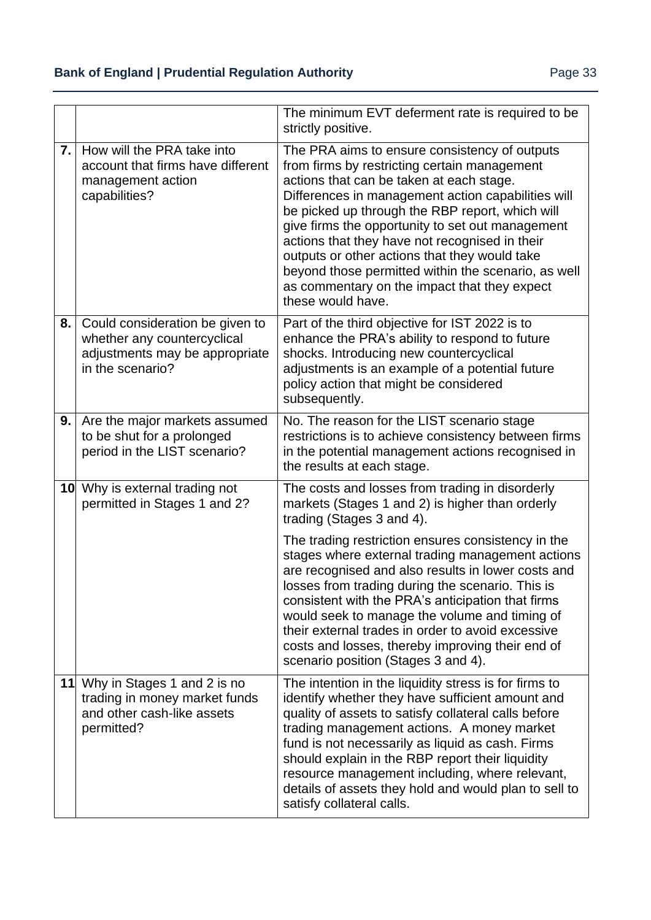| | | |
|---|---|---|
| | | The minimum EVT deferment rate is required to be strictly positive. |
| **7.** | How will the PRA take into account that firms have different management action capabilities? | The PRA aims to ensure consistency of outputs from firms by restricting certain management actions that can be taken at each stage. Differences in management action capabilities will be picked up through the RBP report, which will give firms the opportunity to set out management actions that they have not recognised in their outputs or other actions that they would take beyond those permitted within the scenario, as well as commentary on the impact that they expect these would have. |
| **8.** | Could consideration be given to whether any countercyclical adjustments may be appropriate in the scenario? | Part of the third objective for IST 2022 is to enhance the PRA's ability to respond to future shocks. Introducing new countercyclical adjustments is an example of a potential future policy action that might be considered subsequently. |
| **9.** | Are the major markets assumed to be shut for a prolonged period in the LIST scenario? | No. The reason for the LIST scenario stage restrictions is to achieve consistency between firms in the potential management actions recognised in the results at each stage. |
| **10** | Why is external trading not permitted in Stages 1 and 2? | The costs and losses from trading in disorderly markets (Stages 1 and 2) is higher than orderly trading (Stages 3 and 4).<br><br>The trading restriction ensures consistency in the stages where external trading management actions are recognised and also results in lower costs and losses from trading during the scenario. This is consistent with the PRA's anticipation that firms would seek to manage the volume and timing of their external trades in order to avoid excessive costs and losses, thereby improving their end of scenario position (Stages 3 and 4). |
| **11** | Why in Stages 1 and 2 is no trading in money market funds and other cash-like assets permitted? | The intention in the liquidity stress is for firms to identify whether they have sufficient amount and quality of assets to satisfy collateral calls before trading management actions. A money market fund is not necessarily as liquid as cash. Firms should explain in the RBP report their liquidity resource management including, where relevant, details of assets they hold and would plan to sell to satisfy collateral calls. |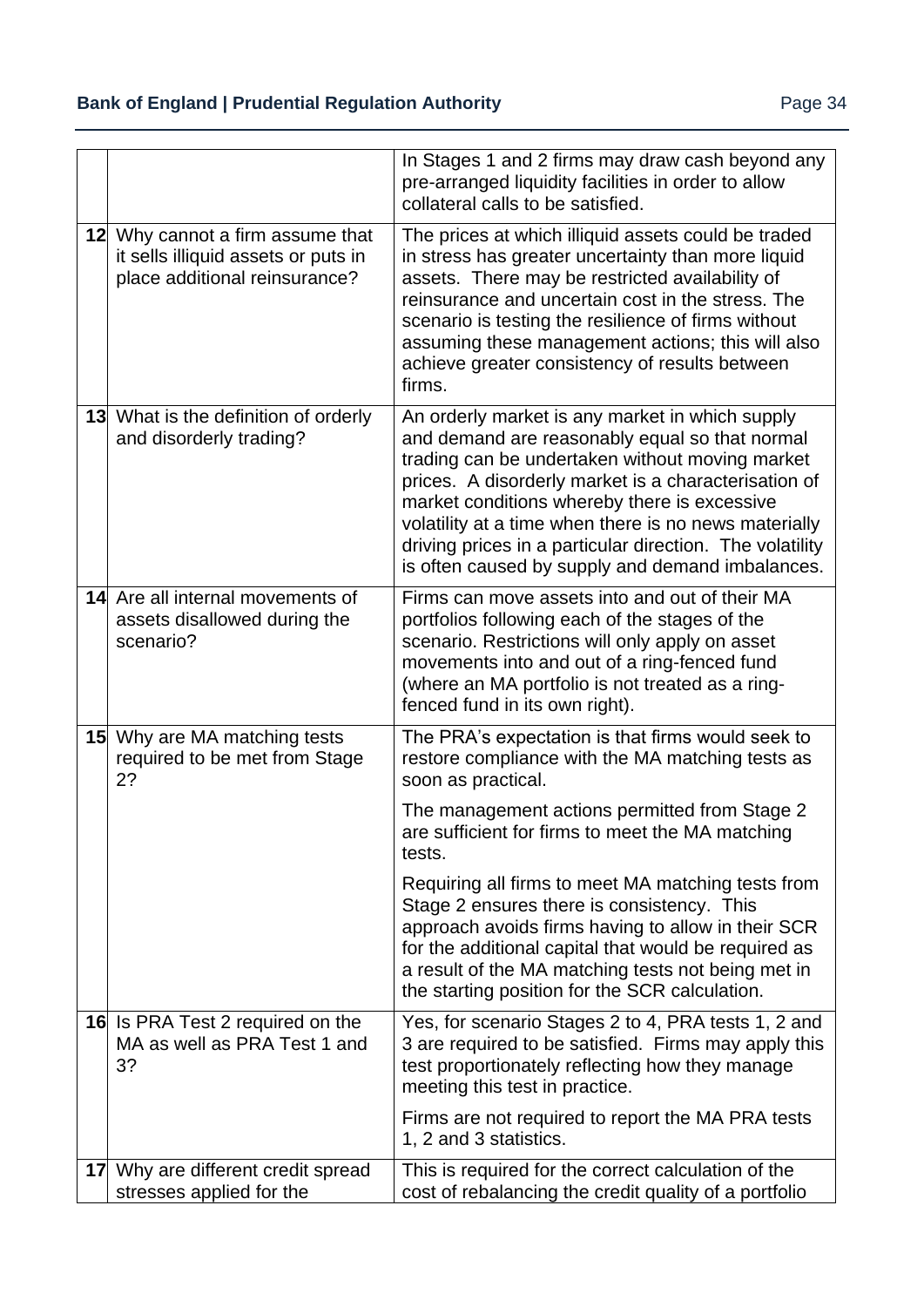| | | |
|---|---|---|
| | | In Stages 1 and 2 firms may draw cash beyond any pre-arranged liquidity facilities in order to allow collateral calls to be satisfied. |
| **12** | Why cannot a firm assume that it sells illiquid assets or puts in place additional reinsurance? | The prices at which illiquid assets could be traded in stress has greater uncertainty than more liquid assets. There may be restricted availability of reinsurance and uncertain cost in the stress. The scenario is testing the resilience of firms without assuming these management actions; this will also achieve greater consistency of results between firms. |
| **13** | What is the definition of orderly and disorderly trading? | An orderly market is any market in which supply and demand are reasonably equal so that normal trading can be undertaken without moving market prices. A disorderly market is a characterisation of market conditions whereby there is excessive volatility at a time when there is no news materially driving prices in a particular direction. The volatility is often caused by supply and demand imbalances. |
| **14** | Are all internal movements of assets disallowed during the scenario? | Firms can move assets into and out of their MA portfolios following each of the stages of the scenario. Restrictions will only apply on asset movements into and out of a ring-fenced fund (where an MA portfolio is not treated as a ring-fenced fund in its own right). |
| **15** | Why are MA matching tests required to be met from Stage 2? | The PRA's expectation is that firms would seek to restore compliance with the MA matching tests as soon as practical.<br><br>The management actions permitted from Stage 2 are sufficient for firms to meet the MA matching tests.<br><br>Requiring all firms to meet MA matching tests from Stage 2 ensures there is consistency. This approach avoids firms having to allow in their SCR for the additional capital that would be required as a result of the MA matching tests not being met in the starting position for the SCR calculation. |
| **16** | Is PRA Test 2 required on the MA as well as PRA Test 1 and 3? | Yes, for scenario Stages 2 to 4, PRA tests 1, 2 and 3 are required to be satisfied. Firms may apply this test proportionately reflecting how they manage meeting this test in practice.<br><br>Firms are not required to report the MA PRA tests 1, 2 and 3 statistics. |
| **17** | Why are different credit spread stresses applied for the | This is required for the correct calculation of the cost of rebalancing the credit quality of a portfolio |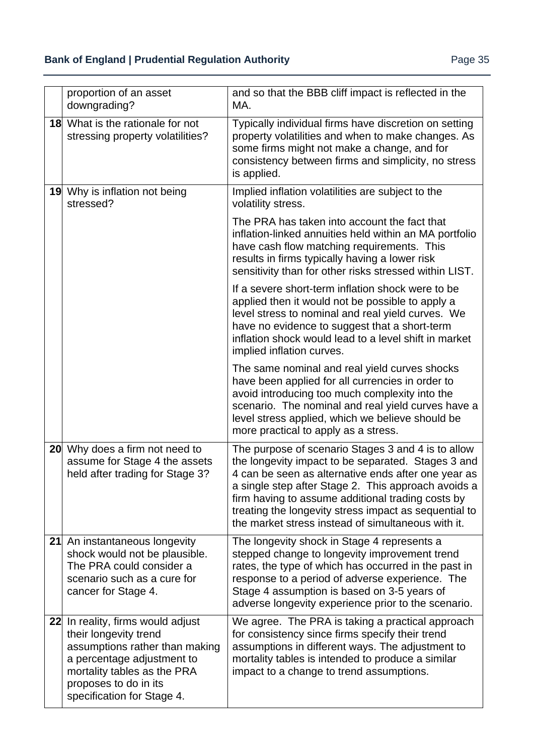| | | |
|---|---|---|
| | proportion of an asset downgrading? | and so that the BBB cliff impact is reflected in the MA. |
| **18** | What is the rationale for not stressing property volatilities? | Typically individual firms have discretion on setting property volatilities and when to make changes. As some firms might not make a change, and for consistency between firms and simplicity, no stress is applied. |
| **19** | Why is inflation not being stressed? | Implied inflation volatilities are subject to the volatility stress.<br><br>The PRA has taken into account the fact that inflation-linked annuities held within an MA portfolio have cash flow matching requirements. This results in firms typically having a lower risk sensitivity than for other risks stressed within LIST.<br><br>If a severe short-term inflation shock were to be applied then it would not be possible to apply a level stress to nominal and real yield curves. We have no evidence to suggest that a short-term inflation shock would lead to a level shift in market implied inflation curves.<br><br>The same nominal and real yield curves shocks have been applied for all currencies in order to avoid introducing too much complexity into the scenario. The nominal and real yield curves have a level stress applied, which we believe should be more practical to apply as a stress. |
| **20** | Why does a firm not need to assume for Stage 4 the assets held after trading for Stage 3? | The purpose of scenario Stages 3 and 4 is to allow the longevity impact to be separated. Stages 3 and 4 can be seen as alternative ends after one year as a single step after Stage 2. This approach avoids a firm having to assume additional trading costs by treating the longevity stress impact as sequential to the market stress instead of simultaneous with it. |
| **21** | An instantaneous longevity shock would not be plausible. The PRA could consider a scenario such as a cure for cancer for Stage 4. | The longevity shock in Stage 4 represents a stepped change to longevity improvement trend rates, the type of which has occurred in the past in response to a period of adverse experience. The Stage 4 assumption is based on 3-5 years of adverse longevity experience prior to the scenario. |
| **22** | In reality, firms would adjust their longevity trend assumptions rather than making a percentage adjustment to mortality tables as the PRA proposes to do in its specification for Stage 4. | We agree. The PRA is taking a practical approach for consistency since firms specify their trend assumptions in different ways. The adjustment to mortality tables is intended to produce a similar impact to a change to trend assumptions. |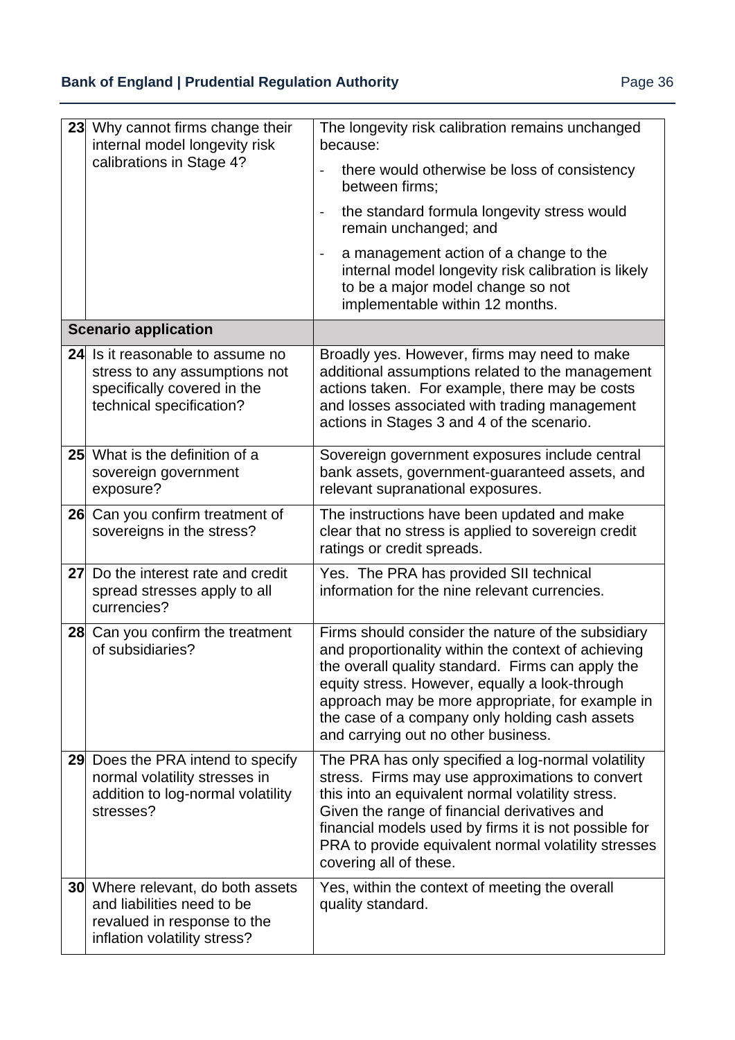| | | |
|---|---|---|
| **23** | Why cannot firms change their internal model longevity risk calibrations in Stage 4? | The longevity risk calibration remains unchanged because:<br>- there would otherwise be loss of consistency between firms;<br>- the standard formula longevity stress would remain unchanged; and<br>- a management action of a change to the internal model longevity risk calibration is likely to be a major model change so not implementable within 12 months. |
| **Scenario application** | | |
| **24** | Is it reasonable to assume no stress to any assumptions not specifically covered in the technical specification? | Broadly yes. However, firms may need to make additional assumptions related to the management actions taken. For example, there may be costs and losses associated with trading management actions in Stages 3 and 4 of the scenario. |
| **25** | What is the definition of a sovereign government exposure? | Sovereign government exposures include central bank assets, government-guaranteed assets, and relevant supranational exposures. |
| **26** | Can you confirm treatment of sovereigns in the stress? | The instructions have been updated and make clear that no stress is applied to sovereign credit ratings or credit spreads. |
| **27** | Do the interest rate and credit spread stresses apply to all currencies? | Yes. The PRA has provided SII technical information for the nine relevant currencies. |
| **28** | Can you confirm the treatment of subsidiaries? | Firms should consider the nature of the subsidiary and proportionality within the context of achieving the overall quality standard. Firms can apply the equity stress. However, equally a look-through approach may be more appropriate, for example in the case of a company only holding cash assets and carrying out no other business. |
| **29** | Does the PRA intend to specify normal volatility stresses in addition to log-normal volatility stresses? | The PRA has only specified a log-normal volatility stress. Firms may use approximations to convert this into an equivalent normal volatility stress. Given the range of financial derivatives and financial models used by firms it is not possible for PRA to provide equivalent normal volatility stresses covering all of these. |
| **30** | Where relevant, do both assets and liabilities need to be revalued in response to the inflation volatility stress? | Yes, within the context of meeting the overall quality standard. |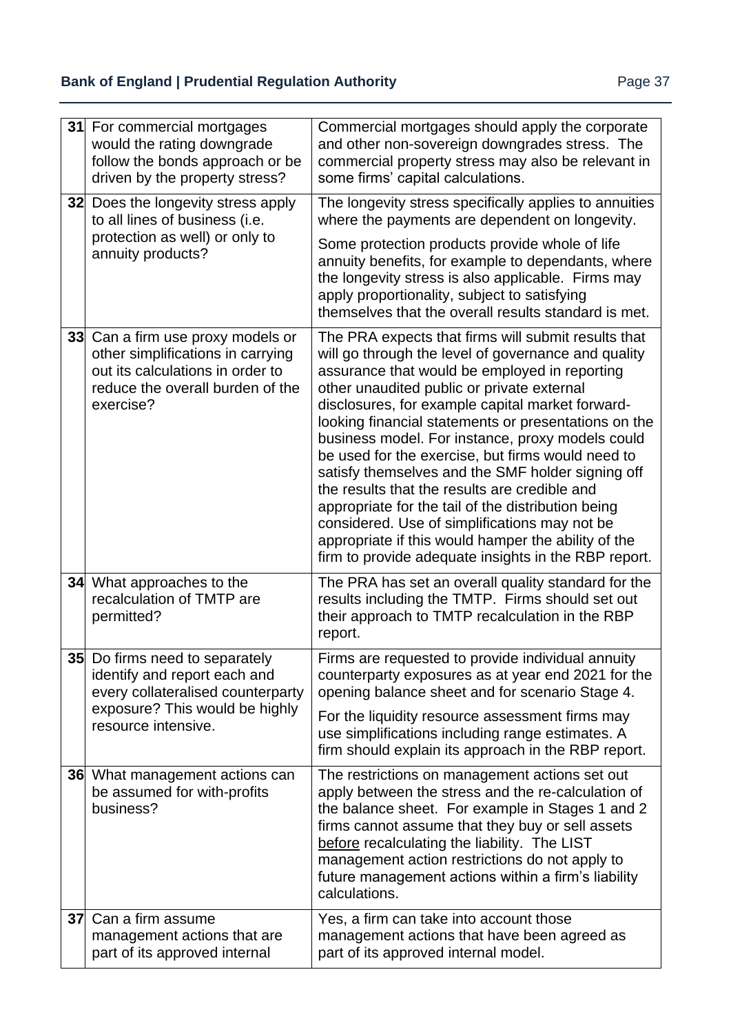| | | |
|---|---|---|
| 31 | For commercial mortgages would the rating downgrade follow the bonds approach or be driven by the property stress? | Commercial mortgages should apply the corporate and other non-sovereign downgrades stress. The commercial property stress may also be relevant in some firms' capital calculations. |
| 32 | Does the longevity stress apply to all lines of business (i.e. protection as well) or only to annuity products? | The longevity stress specifically applies to annuities where the payments are dependent on longevity.<br><br>Some protection products provide whole of life annuity benefits, for example to dependants, where the longevity stress is also applicable. Firms may apply proportionality, subject to satisfying themselves that the overall results standard is met. |
| 33 | Can a firm use proxy models or other simplifications in carrying out its calculations in order to reduce the overall burden of the exercise? | The PRA expects that firms will submit results that will go through the level of governance and quality assurance that would be employed in reporting other unaudited public or private external disclosures, for example capital market forward-looking financial statements or presentations on the business model. For instance, proxy models could be used for the exercise, but firms would need to satisfy themselves and the SMF holder signing off the results that the results are credible and appropriate for the tail of the distribution being considered. Use of simplifications may not be appropriate if this would hamper the ability of the firm to provide adequate insights in the RBP report. |
| 34 | What approaches to the recalculation of TMTP are permitted? | The PRA has set an overall quality standard for the results including the TMTP. Firms should set out their approach to TMTP recalculation in the RBP report. |
| 35 | Do firms need to separately identify and report each and every collateralised counterparty exposure? This would be highly resource intensive. | Firms are requested to provide individual annuity counterparty exposures as at year end 2021 for the opening balance sheet and for scenario Stage 4.<br><br>For the liquidity resource assessment firms may use simplifications including range estimates. A firm should explain its approach in the RBP report. |
| 36 | What management actions can be assumed for with-profits business? | The restrictions on management actions set out apply between the stress and the re-calculation of the balance sheet. For example in Stages 1 and 2 firms cannot assume that they buy or sell assets before recalculating the liability. The LIST management action restrictions do not apply to future management actions within a firm's liability calculations. |
| 37 | Can a firm assume management actions that are part of its approved internal | Yes, a firm can take into account those management actions that have been agreed as part of its approved internal model. |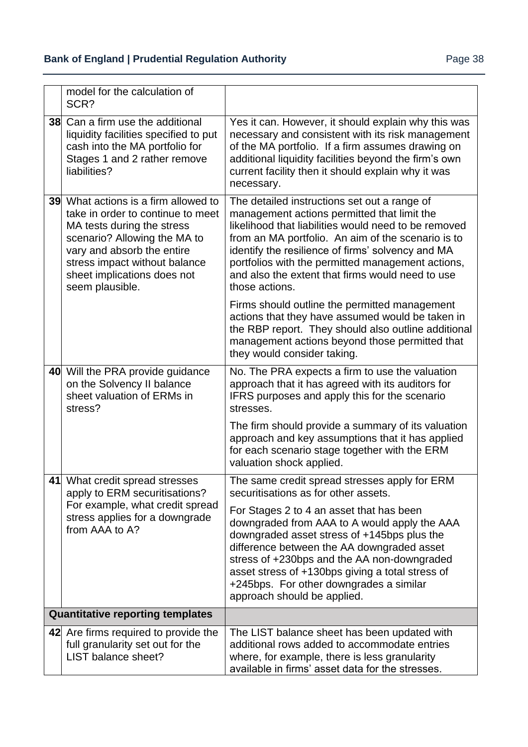| | | |
|---|---|---|
| | model for the calculation of SCR? | |
| **38** | Can a firm use the additional liquidity facilities specified to put cash into the MA portfolio for Stages 1 and 2 rather remove liabilities? | Yes it can. However, it should explain why this was necessary and consistent with its risk management of the MA portfolio. If a firm assumes drawing on additional liquidity facilities beyond the firm's own current facility then it should explain why it was necessary. |
| **39** | What actions is a firm allowed to take in order to continue to meet MA tests during the stress scenario? Allowing the MA to vary and absorb the entire stress impact without balance sheet implications does not seem plausible. | The detailed instructions set out a range of management actions permitted that limit the likelihood that liabilities would need to be removed from an MA portfolio. An aim of the scenario is to identify the resilience of firms' solvency and MA portfolios with the permitted management actions, and also the extent that firms would need to use those actions.<br><br>Firms should outline the permitted management actions that they have assumed would be taken in the RBP report. They should also outline additional management actions beyond those permitted that they would consider taking. |
| **40** | Will the PRA provide guidance on the Solvency II balance sheet valuation of ERMs in stress? | No. The PRA expects a firm to use the valuation approach that it has agreed with its auditors for IFRS purposes and apply this for the scenario stresses.<br><br>The firm should provide a summary of its valuation approach and key assumptions that it has applied for each scenario stage together with the ERM valuation shock applied. |
| **41** | What credit spread stresses apply to ERM securitisations? For example, what credit spread stress applies for a downgrade from AAA to A? | The same credit spread stresses apply for ERM securitisations as for other assets.<br><br>For Stages 2 to 4 an asset that has been downgraded from AAA to A would apply the AAA downgraded asset stress of +145bps plus the difference between the AA downgraded asset stress of +230bps and the AA non-downgraded asset stress of +130bps giving a total stress of +245bps. For other downgrades a similar approach should be applied. |
| **Quantitative reporting templates** | | |
| **42** | Are firms required to provide the full granularity set out for the LIST balance sheet? | The LIST balance sheet has been updated with additional rows added to accommodate entries where, for example, there is less granularity available in firms' asset data for the stresses. |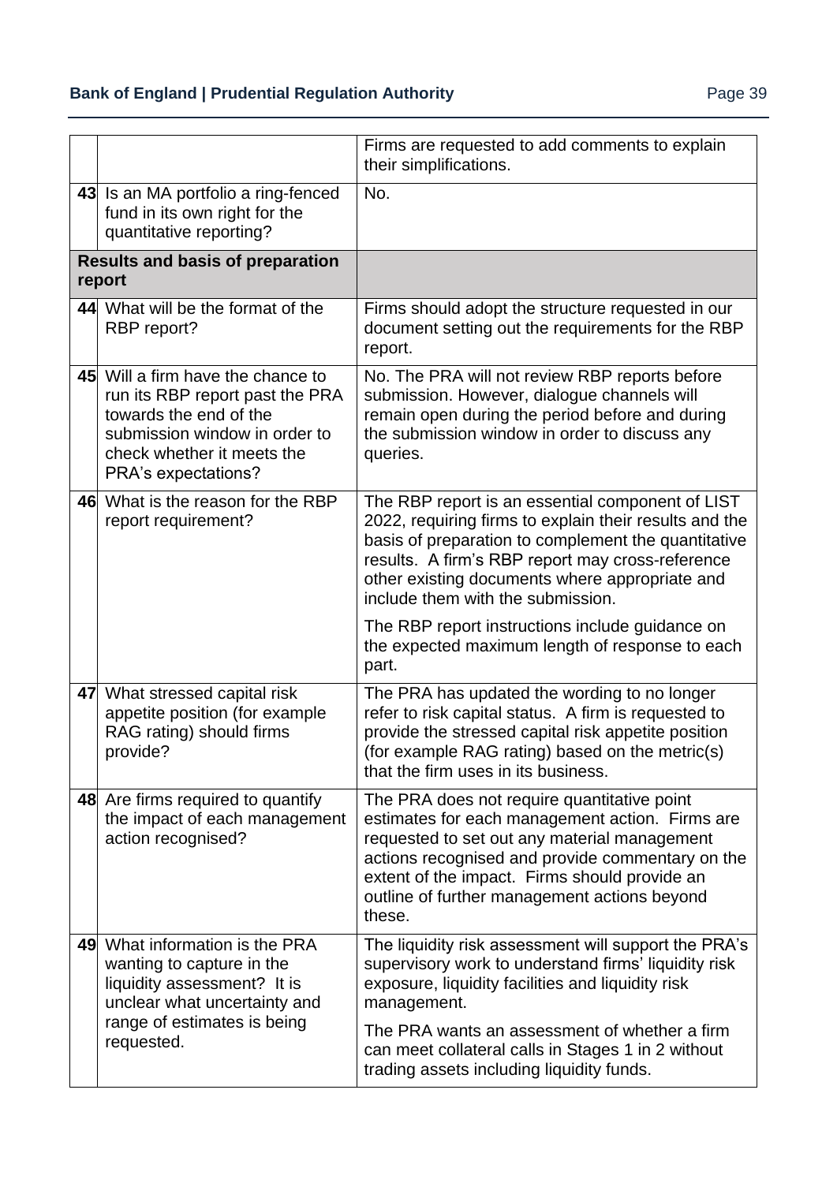| | | |
|---|---|---|
| | | Firms are requested to add comments to explain their simplifications. |
| **43** | Is an MA portfolio a ring-fenced fund in its own right for the quantitative reporting? | No. |
| **Results and basis of preparation report** | | |
| **44** | What will be the format of the RBP report? | Firms should adopt the structure requested in our document setting out the requirements for the RBP report. |
| **45** | Will a firm have the chance to run its RBP report past the PRA towards the end of the submission window in order to check whether it meets the PRA's expectations? | No. The PRA will not review RBP reports before submission. However, dialogue channels will remain open during the period before and during the submission window in order to discuss any queries. |
| **46** | What is the reason for the RBP report requirement? | The RBP report is an essential component of LIST 2022, requiring firms to explain their results and the basis of preparation to complement the quantitative results. A firm's RBP report may cross-reference other existing documents where appropriate and include them with the submission.<br><br>The RBP report instructions include guidance on the expected maximum length of response to each part. |
| **47** | What stressed capital risk appetite position (for example RAG rating) should firms provide? | The PRA has updated the wording to no longer refer to risk capital status. A firm is requested to provide the stressed capital risk appetite position (for example RAG rating) based on the metric(s) that the firm uses in its business. |
| **48** | Are firms required to quantify the impact of each management action recognised? | The PRA does not require quantitative point estimates for each management action. Firms are requested to set out any material management actions recognised and provide commentary on the extent of the impact. Firms should provide an outline of further management actions beyond these. |
| **49** | What information is the PRA wanting to capture in the liquidity assessment? It is unclear what uncertainty and range of estimates is being requested. | The liquidity risk assessment will support the PRA's supervisory work to understand firms' liquidity risk exposure, liquidity facilities and liquidity risk management.<br><br>The PRA wants an assessment of whether a firm can meet collateral calls in Stages 1 in 2 without trading assets including liquidity funds. |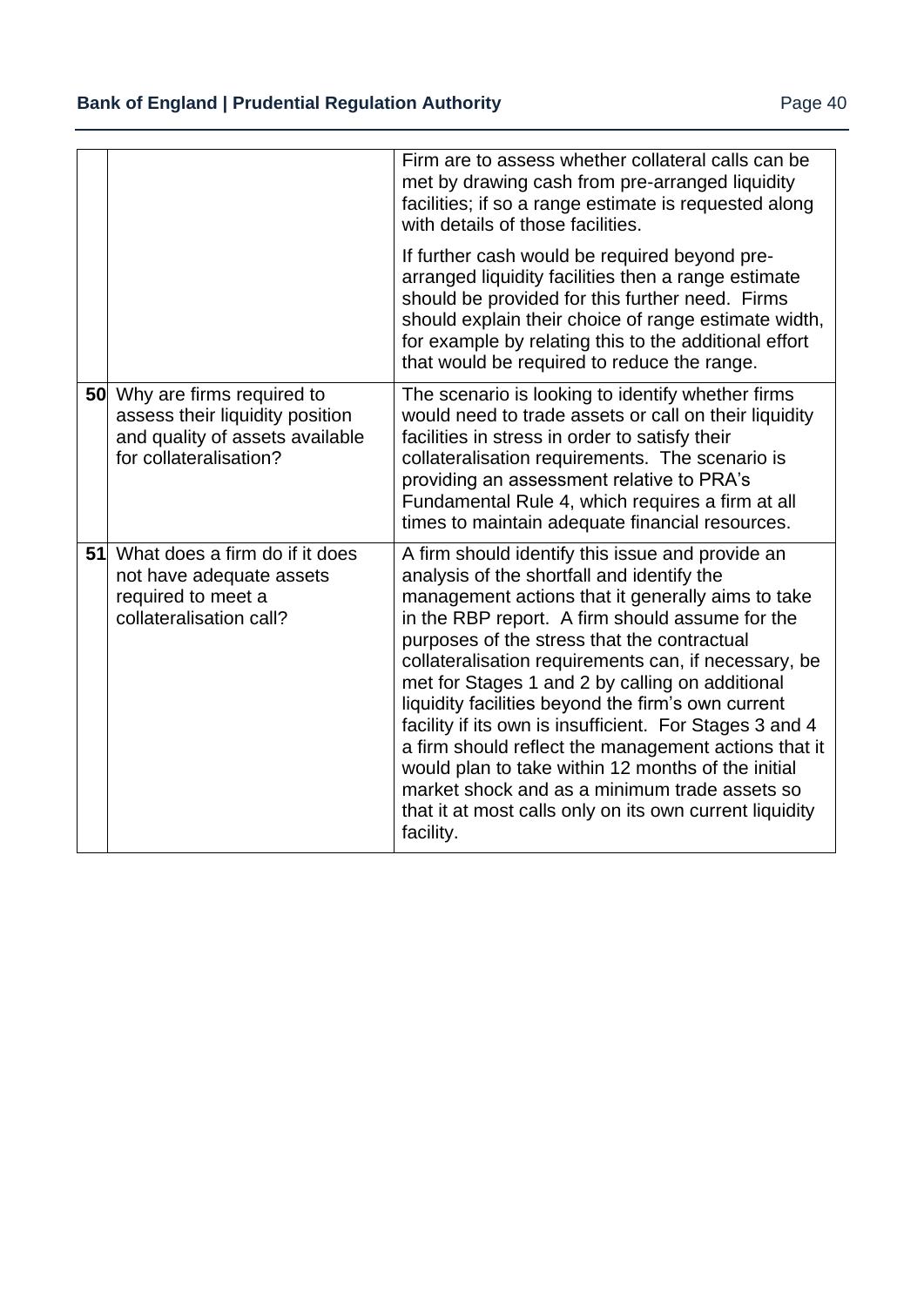| | | |
|---|---|---|
| | | Firm are to assess whether collateral calls can be met by drawing cash from pre-arranged liquidity facilities; if so a range estimate is requested along with details of those facilities.<br><br>If further cash would be required beyond pre-arranged liquidity facilities then a range estimate should be provided for this further need. Firms should explain their choice of range estimate width, for example by relating this to the additional effort that would be required to reduce the range. |
| **50** | Why are firms required to assess their liquidity position and quality of assets available for collateralisation? | The scenario is looking to identify whether firms would need to trade assets or call on their liquidity facilities in stress in order to satisfy their collateralisation requirements. The scenario is providing an assessment relative to PRA's Fundamental Rule 4, which requires a firm at all times to maintain adequate financial resources. |
| **51** | What does a firm do if it does not have adequate assets required to meet a collateralisation call? | A firm should identify this issue and provide an analysis of the shortfall and identify the management actions that it generally aims to take in the RBP report. A firm should assume for the purposes of the stress that the contractual collateralisation requirements can, if necessary, be met for Stages 1 and 2 by calling on additional liquidity facilities beyond the firm's own current facility if its own is insufficient. For Stages 3 and 4 a firm should reflect the management actions that it would plan to take within 12 months of the initial market shock and as a minimum trade assets so that it at most calls only on its own current liquidity facility. |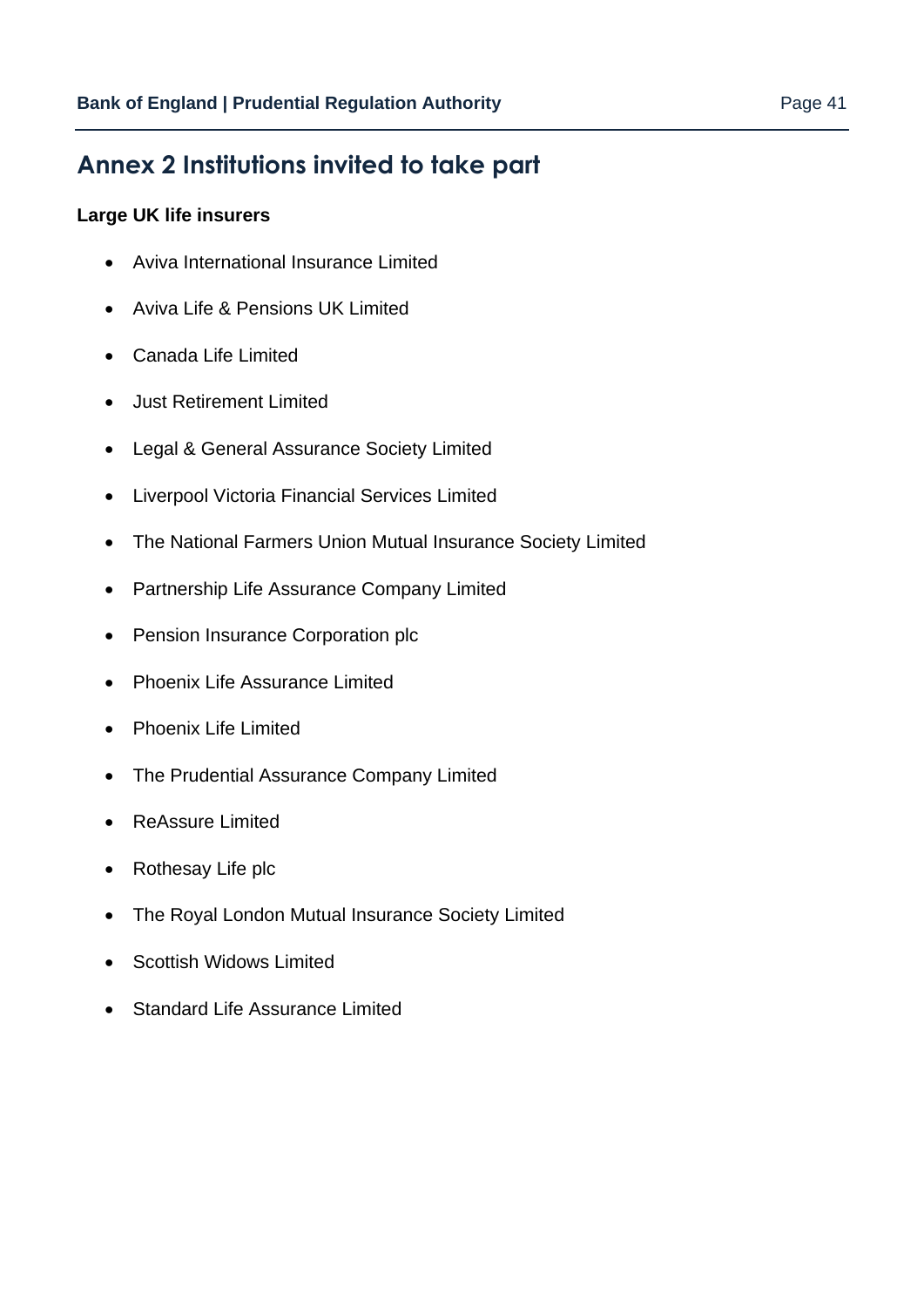# Annex 2 Institutions invited to take part

**Large UK life insurers**

- Aviva International Insurance Limited
- Aviva Life & Pensions UK Limited
- Canada Life Limited
- Just Retirement Limited
- Legal & General Assurance Society Limited
- Liverpool Victoria Financial Services Limited
- The National Farmers Union Mutual Insurance Society Limited
- Partnership Life Assurance Company Limited
- Pension Insurance Corporation plc
- Phoenix Life Assurance Limited
- Phoenix Life Limited
- The Prudential Assurance Company Limited
- ReAssure Limited
- Rothesay Life plc
- The Royal London Mutual Insurance Society Limited
- Scottish Widows Limited
- Standard Life Assurance Limited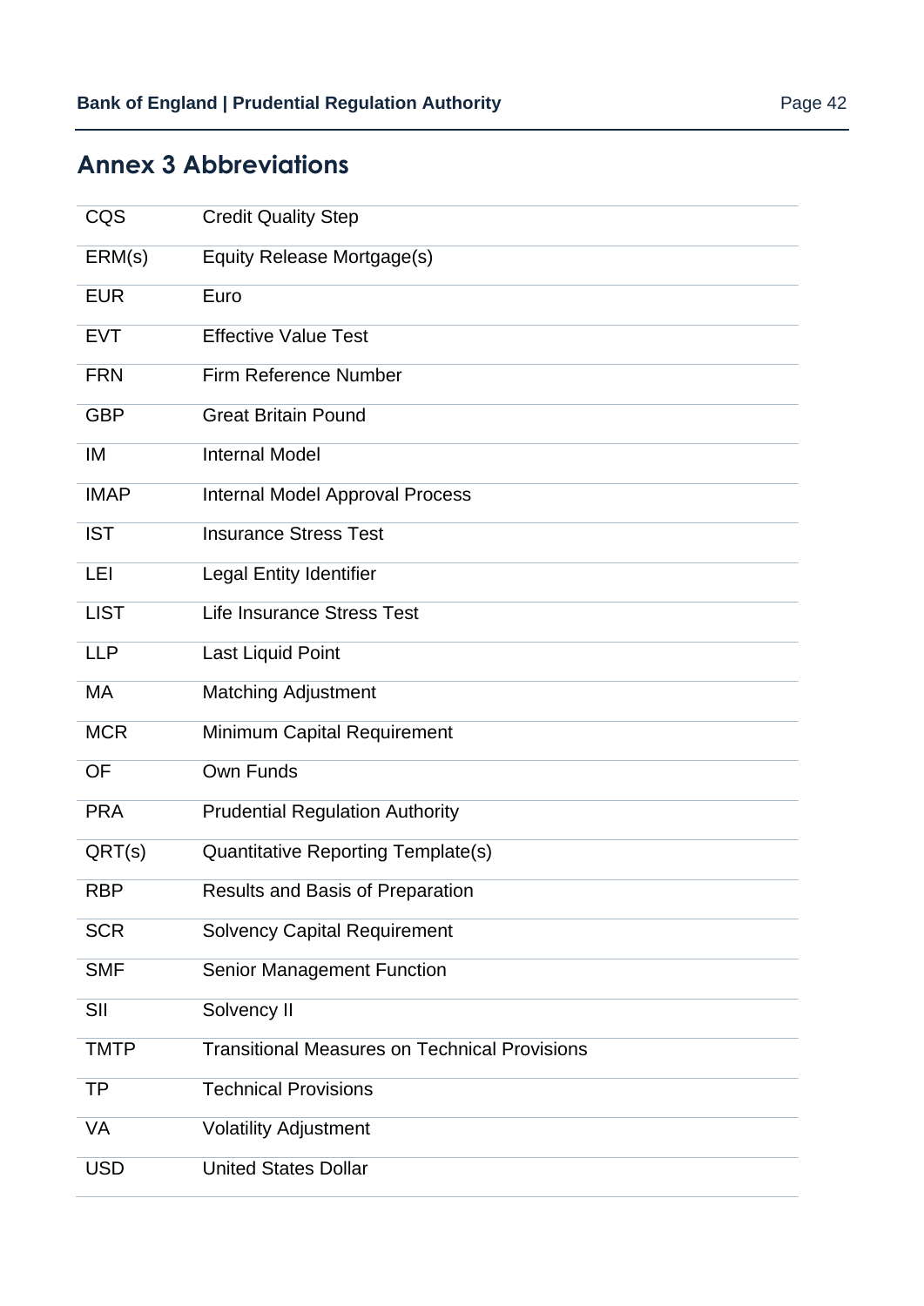## Annex 3 Abbreviations

| | |
|---|---|
| CQS | Credit Quality Step |
| ERM(s) | Equity Release Mortgage(s) |
| EUR | Euro |
| EVT | Effective Value Test |
| FRN | Firm Reference Number |
| GBP | Great Britain Pound |
| IM | Internal Model |
| IMAP | Internal Model Approval Process |
| IST | Insurance Stress Test |
| LEI | Legal Entity Identifier |
| LIST | Life Insurance Stress Test |
| LLP | Last Liquid Point |
| MA | Matching Adjustment |
| MCR | Minimum Capital Requirement |
| OF | Own Funds |
| PRA | Prudential Regulation Authority |
| QRT(s) | Quantitative Reporting Template(s) |
| RBP | Results and Basis of Preparation |
| SCR | Solvency Capital Requirement |
| SMF | Senior Management Function |
| SII | Solvency II |
| TMTP | Transitional Measures on Technical Provisions |
| TP | Technical Provisions |
| VA | Volatility Adjustment |
| USD | United States Dollar |